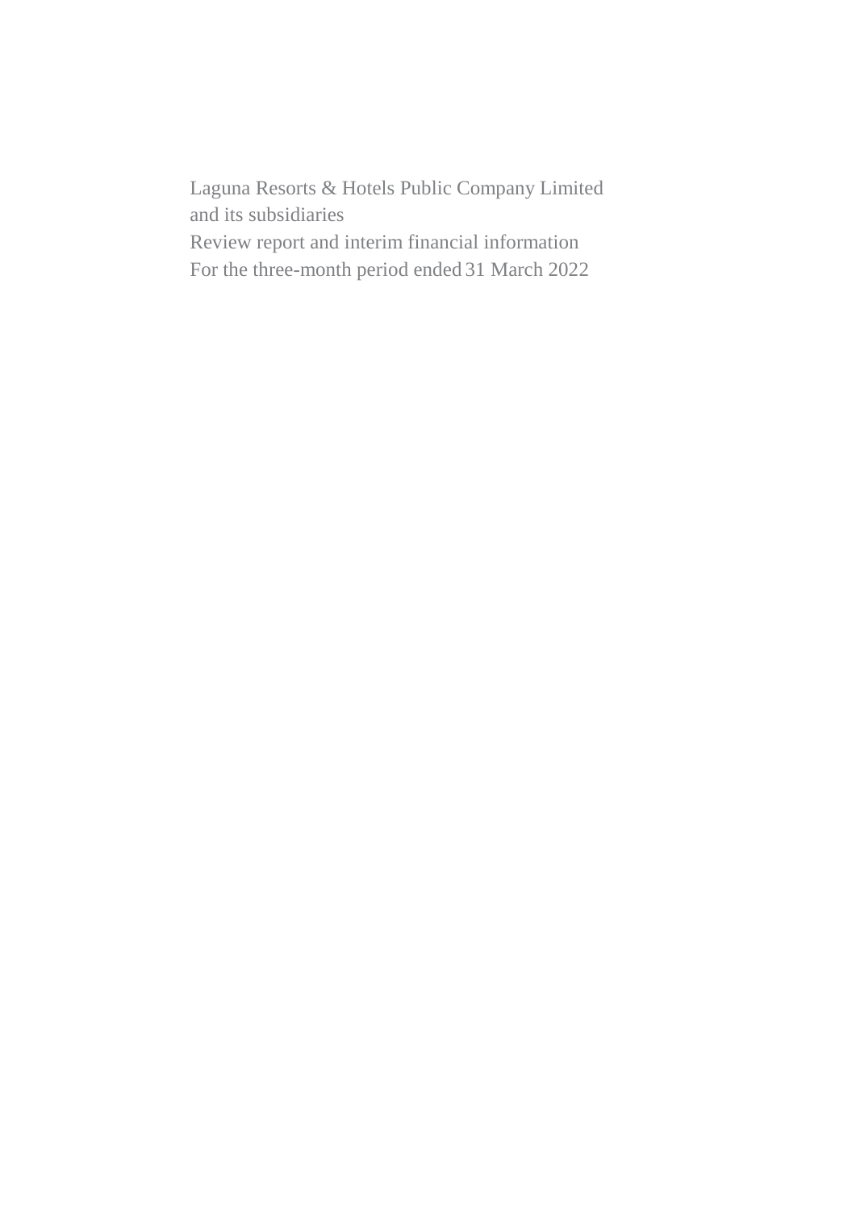Laguna Resorts & Hotels Public Company Limited
and its subsidiaries
Review report and interim financial information
For the three-month period ended 31 March 2022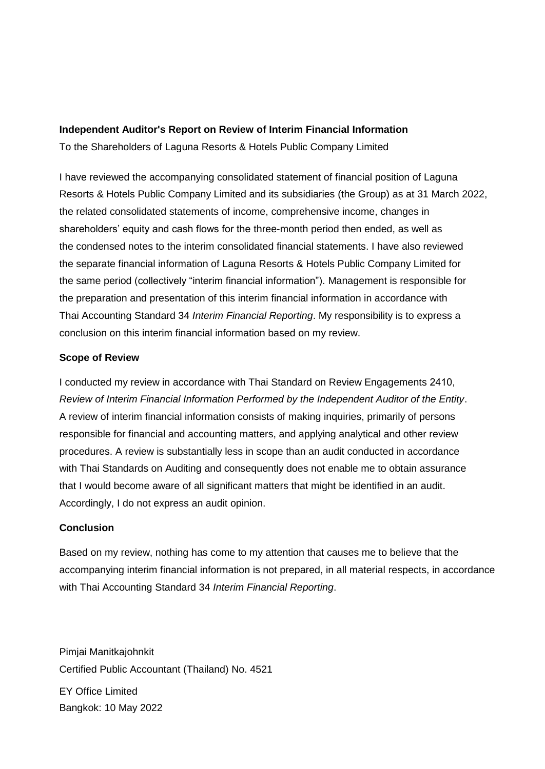**Independent Auditor's Report on Review of Interim Financial Information**

To the Shareholders of Laguna Resorts & Hotels Public Company Limited

I have reviewed the accompanying consolidated statement of financial position of Laguna Resorts & Hotels Public Company Limited and its subsidiaries (the Group) as at 31 March 2022, the related consolidated statements of income, comprehensive income, changes in shareholders' equity and cash flows for the three-month period then ended, as well as the condensed notes to the interim consolidated financial statements. I have also reviewed the separate financial information of Laguna Resorts & Hotels Public Company Limited for the same period (collectively "interim financial information"). Management is responsible for the preparation and presentation of this interim financial information in accordance with Thai Accounting Standard 34 *Interim Financial Reporting*. My responsibility is to express a conclusion on this interim financial information based on my review.

**Scope of Review**

I conducted my review in accordance with Thai Standard on Review Engagements 2410, *Review of Interim Financial Information Performed by the Independent Auditor of the Entity*. A review of interim financial information consists of making inquiries, primarily of persons responsible for financial and accounting matters, and applying analytical and other review procedures. A review is substantially less in scope than an audit conducted in accordance with Thai Standards on Auditing and consequently does not enable me to obtain assurance that I would become aware of all significant matters that might be identified in an audit. Accordingly, I do not express an audit opinion.

**Conclusion**

Based on my review, nothing has come to my attention that causes me to believe that the accompanying interim financial information is not prepared, in all material respects, in accordance with Thai Accounting Standard 34 *Interim Financial Reporting*.

Pimjai Manitkajohnkit

Certified Public Accountant (Thailand) No. 4521

EY Office Limited

Bangkok: 10 May 2022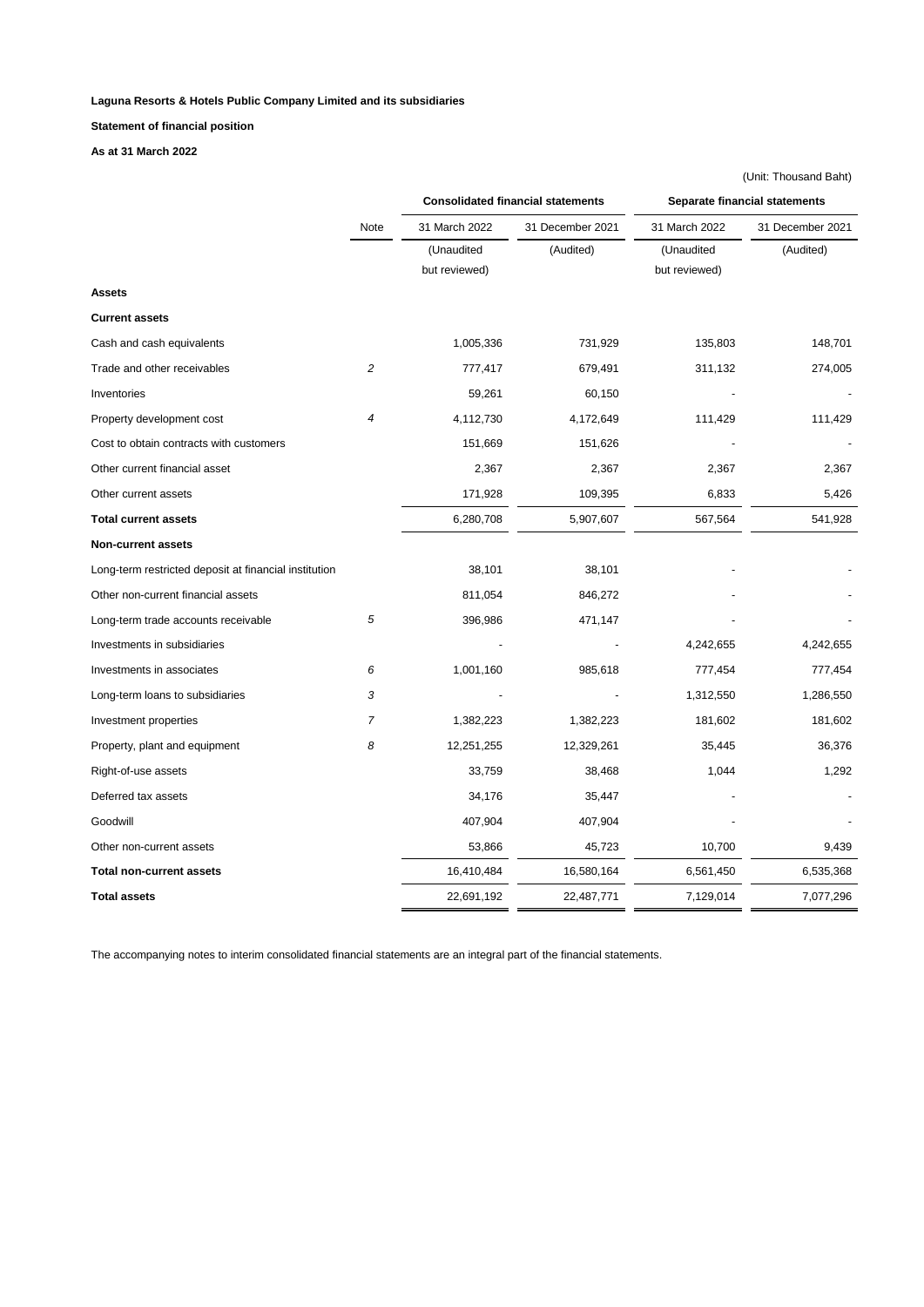**Laguna Resorts & Hotels Public Company Limited and its subsidiaries**

**Statement of financial position**

**As at 31 March 2022**

(Unit: Thousand Baht)

| | | Consolidated financial statements | | Separate financial statements | |
|---|---|---|---|---|---|
| | Note | 31 March 2022 | 31 December 2021 | 31 March 2022 | 31 December 2021 |
| | | (Unaudited but reviewed) | (Audited) | (Unaudited but reviewed) | (Audited) |
| **Assets** | | | | | |
| **Current assets** | | | | | |
| Cash and cash equivalents | | 1,005,336 | 731,929 | 135,803 | 148,701 |
| Trade and other receivables | *2* | 777,417 | 679,491 | 311,132 | 274,005 |
| Inventories | | 59,261 | 60,150 | - | - |
| Property development cost | *4* | 4,112,730 | 4,172,649 | 111,429 | 111,429 |
| Cost to obtain contracts with customers | | 151,669 | 151,626 | - | - |
| Other current financial asset | | 2,367 | 2,367 | 2,367 | 2,367 |
| Other current assets | | 171,928 | 109,395 | 6,833 | 5,426 |
| **Total current assets** | | 6,280,708 | 5,907,607 | 567,564 | 541,928 |
| **Non-current assets** | | | | | |
| Long-term restricted deposit at financial institution | | 38,101 | 38,101 | - | - |
| Other non-current financial assets | | 811,054 | 846,272 | - | - |
| Long-term trade accounts receivable | *5* | 396,986 | 471,147 | - | - |
| Investments in subsidiaries | | - | - | 4,242,655 | 4,242,655 |
| Investments in associates | *6* | 1,001,160 | 985,618 | 777,454 | 777,454 |
| Long-term loans to subsidiaries | *3* | - | - | 1,312,550 | 1,286,550 |
| Investment properties | *7* | 1,382,223 | 1,382,223 | 181,602 | 181,602 |
| Property, plant and equipment | *8* | 12,251,255 | 12,329,261 | 35,445 | 36,376 |
| Right-of-use assets | | 33,759 | 38,468 | 1,044 | 1,292 |
| Deferred tax assets | | 34,176 | 35,447 | - | - |
| Goodwill | | 407,904 | 407,904 | - | - |
| Other non-current assets | | 53,866 | 45,723 | 10,700 | 9,439 |
| **Total non-current assets** | | 16,410,484 | 16,580,164 | 6,561,450 | 6,535,368 |
| **Total assets** | | 22,691,192 | 22,487,771 | 7,129,014 | 7,077,296 |

The accompanying notes to interim consolidated financial statements are an integral part of the financial statements.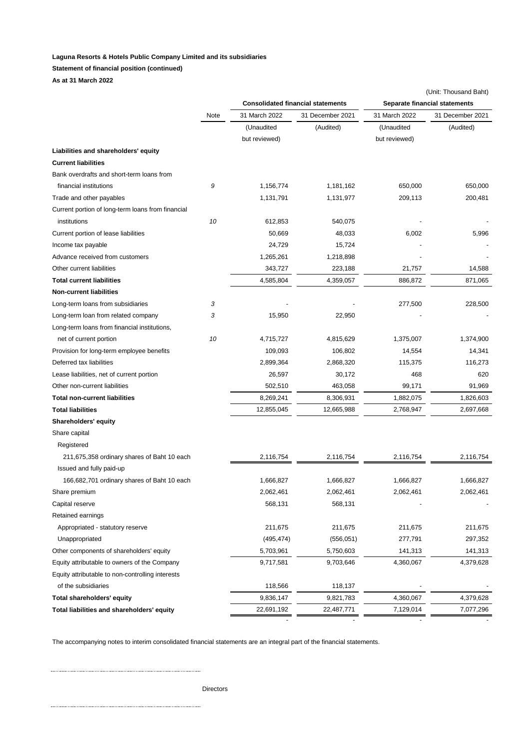**Laguna Resorts & Hotels Public Company Limited and its subsidiaries**

**Statement of financial position (continued)**

**As at 31 March 2022**

(Unit: Thousand Baht)

| | Note | Consolidated financial statements | | Separate financial statements | |
|---|---|---|---|---|---|
| | | 31 March 2022 | 31 December 2021 | 31 March 2022 | 31 December 2021 |
| | | (Unaudited but reviewed) | (Audited) | (Unaudited but reviewed) | (Audited) |
| **Liabilities and shareholders' equity** | | | | | |
| **Current liabilities** | | | | | |
| Bank overdrafts and short-term loans from financial institutions | 9 | 1,156,774 | 1,181,162 | 650,000 | 650,000 |
| Trade and other payables | | 1,131,791 | 1,131,977 | 209,113 | 200,481 |
| Current portion of long-term loans from financial institutions | 10 | 612,853 | 540,075 | - | - |
| Current portion of lease liabilities | | 50,669 | 48,033 | 6,002 | 5,996 |
| Income tax payable | | 24,729 | 15,724 | - | - |
| Advance received from customers | | 1,265,261 | 1,218,898 | - | - |
| Other current liabilities | | 343,727 | 223,188 | 21,757 | 14,588 |
| **Total current liabilities** | | 4,585,804 | 4,359,057 | 886,872 | 871,065 |
| **Non-current liabilities** | | | | | |
| Long-term loans from subsidiaries | 3 | - | - | 277,500 | 228,500 |
| Long-term loan from related company | 3 | 15,950 | 22,950 | - | - |
| Long-term loans from financial institutions, net of current portion | 10 | 4,715,727 | 4,815,629 | 1,375,007 | 1,374,900 |
| Provision for long-term employee benefits | | 109,093 | 106,802 | 14,554 | 14,341 |
| Deferred tax liabilities | | 2,899,364 | 2,868,320 | 115,375 | 116,273 |
| Lease liabilities, net of current portion | | 26,597 | 30,172 | 468 | 620 |
| Other non-current liabilities | | 502,510 | 463,058 | 99,171 | 91,969 |
| **Total non-current liabilities** | | 8,269,241 | 8,306,931 | 1,882,075 | 1,826,603 |
| **Total liabilities** | | 12,855,045 | 12,665,988 | 2,768,947 | 2,697,668 |
| **Shareholders' equity** | | | | | |
| Share capital | | | | | |
| Registered | | | | | |
| 211,675,358 ordinary shares of Baht 10 each | | 2,116,754 | 2,116,754 | 2,116,754 | 2,116,754 |
| Issued and fully paid-up | | | | | |
| 166,682,701 ordinary shares of Baht 10 each | | 1,666,827 | 1,666,827 | 1,666,827 | 1,666,827 |
| Share premium | | 2,062,461 | 2,062,461 | 2,062,461 | 2,062,461 |
| Capital reserve | | 568,131 | 568,131 | - | - |
| Retained earnings | | | | | |
| Appropriated - statutory reserve | | 211,675 | 211,675 | 211,675 | 211,675 |
| Unappropriated | | (495,474) | (556,051) | 277,791 | 297,352 |
| Other components of shareholders' equity | | 5,703,961 | 5,750,603 | 141,313 | 141,313 |
| Equity attributable to owners of the Company | | 9,717,581 | 9,703,646 | 4,360,067 | 4,379,628 |
| Equity attributable to non-controlling interests of the subsidiaries | | 118,566 | 118,137 | - | - |
| **Total shareholders' equity** | | 9,836,147 | 9,821,783 | 4,360,067 | 4,379,628 |
| **Total liabilities and shareholders' equity** | | 22,691,192 | 22,487,771 | 7,129,014 | 7,077,296 |
| | | - | - | - | - |

The accompanying notes to interim consolidated financial statements are an integral part of the financial statements.

Directors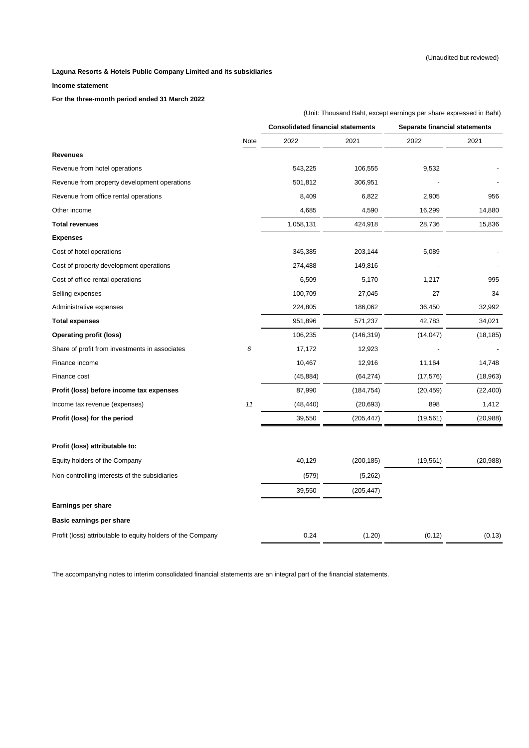(Unaudited but reviewed)

**Laguna Resorts & Hotels Public Company Limited and its subsidiaries**

**Income statement**

**For the three-month period ended 31 March 2022**

(Unit: Thousand Baht, except earnings per share expressed in Baht)

| | | Consolidated financial statements | | Separate financial statements | |
|---|---|---|---|---|---|
| | Note | 2022 | 2021 | 2022 | 2021 |
| **Revenues** | | | | | |
| Revenue from hotel operations | | 543,225 | 106,555 | 9,532 | - |
| Revenue from property development operations | | 501,812 | 306,951 | - | - |
| Revenue from office rental operations | | 8,409 | 6,822 | 2,905 | 956 |
| Other income | | 4,685 | 4,590 | 16,299 | 14,880 |
| **Total revenues** | | 1,058,131 | 424,918 | 28,736 | 15,836 |
| **Expenses** | | | | | |
| Cost of hotel operations | | 345,385 | 203,144 | 5,089 | - |
| Cost of property development operations | | 274,488 | 149,816 | - | - |
| Cost of office rental operations | | 6,509 | 5,170 | 1,217 | 995 |
| Selling expenses | | 100,709 | 27,045 | 27 | 34 |
| Administrative expenses | | 224,805 | 186,062 | 36,450 | 32,992 |
| **Total expenses** | | 951,896 | 571,237 | 42,783 | 34,021 |
| **Operating profit (loss)** | | 106,235 | (146,319) | (14,047) | (18,185) |
| Share of profit from investments in associates | *6* | 17,172 | 12,923 | - | - |
| Finance income | | 10,467 | 12,916 | 11,164 | 14,748 |
| Finance cost | | (45,884) | (64,274) | (17,576) | (18,963) |
| **Profit (loss) before income tax expenses** | | 87,990 | (184,754) | (20,459) | (22,400) |
| Income tax revenue (expenses) | *11* | (48,440) | (20,693) | 898 | 1,412 |
| **Profit (loss) for the period** | | 39,550 | (205,447) | (19,561) | (20,988) |
| | | | | | |
| **Profit (loss) attributable to:** | | | | | |
| Equity holders of the Company | | 40,129 | (200,185) | (19,561) | (20,988) |
| Non-controlling interests of the subsidiaries | | (579) | (5,262) | | |
| | | 39,550 | (205,447) | | |
| **Earnings per share** | | | | | |
| **Basic earnings per share** | | | | | |
| Profit (loss) attributable to equity holders of the Company | | 0.24 | (1.20) | (0.12) | (0.13) |

The accompanying notes to interim consolidated financial statements are an integral part of the financial statements.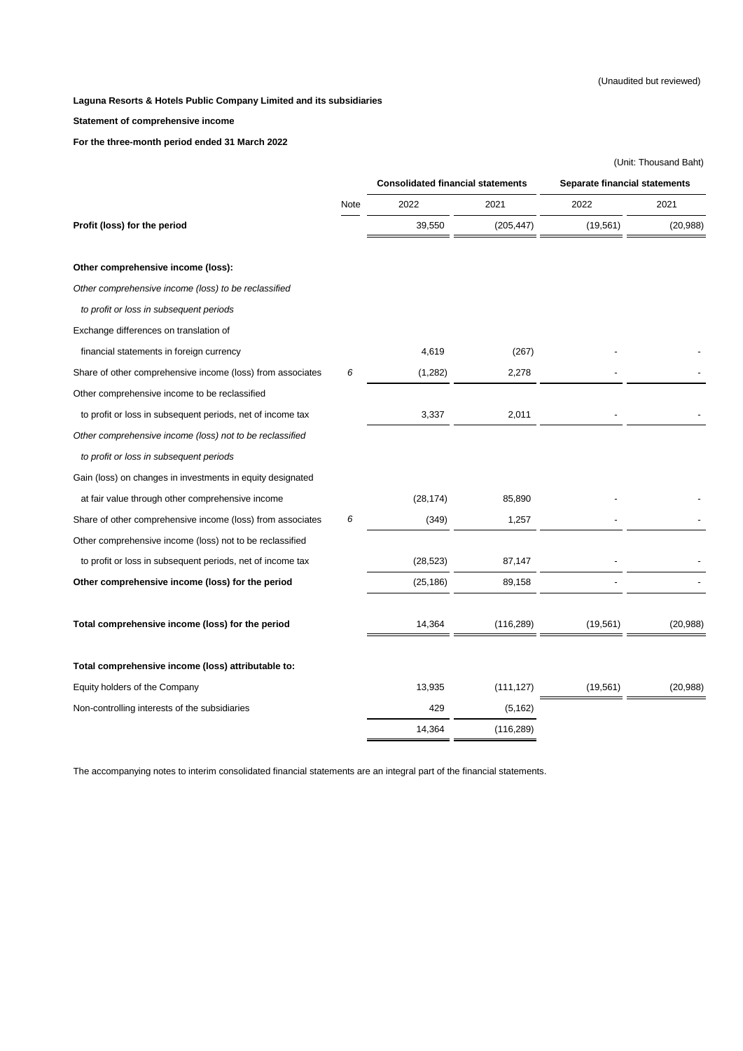(Unaudited but reviewed)

**Laguna Resorts & Hotels Public Company Limited and its subsidiaries**

**Statement of comprehensive income**

**For the three-month period ended 31 March 2022**

(Unit: Thousand Baht)

| | | Consolidated financial statements | | Separate financial statements | |
|---|---|---|---|---|---|
| | Note | 2022 | 2021 | 2022 | 2021 |
| **Profit (loss) for the period** | | 39,550 | (205,447) | (19,561) | (20,988) |
| **Other comprehensive income (loss):** | | | | | |
| *Other comprehensive income (loss) to be reclassified* | | | | | |
| *to profit or loss in subsequent periods* | | | | | |
| Exchange differences on translation of | | | | | |
| financial statements in foreign currency | | 4,619 | (267) | - | - |
| Share of other comprehensive income (loss) from associates | 6 | (1,282) | 2,278 | - | - |
| Other comprehensive income to be reclassified | | | | | |
| to profit or loss in subsequent periods, net of income tax | | 3,337 | 2,011 | - | - |
| *Other comprehensive income (loss) not to be reclassified* | | | | | |
| *to profit or loss in subsequent periods* | | | | | |
| Gain (loss) on changes in investments in equity designated | | | | | |
| at fair value through other comprehensive income | | (28,174) | 85,890 | - | - |
| Share of other comprehensive income (loss) from associates | 6 | (349) | 1,257 | - | - |
| Other comprehensive income (loss) not to be reclassified | | | | | |
| to profit or loss in subsequent periods, net of income tax | | (28,523) | 87,147 | - | - |
| **Other comprehensive income (loss) for the period** | | (25,186) | 89,158 | - | - |
| **Total comprehensive income (loss) for the period** | | 14,364 | (116,289) | (19,561) | (20,988) |
| **Total comprehensive income (loss) attributable to:** | | | | | |
| Equity holders of the Company | | 13,935 | (111,127) | (19,561) | (20,988) |
| Non-controlling interests of the subsidiaries | | 429 | (5,162) | | |
| | | 14,364 | (116,289) | | |

The accompanying notes to interim consolidated financial statements are an integral part of the financial statements.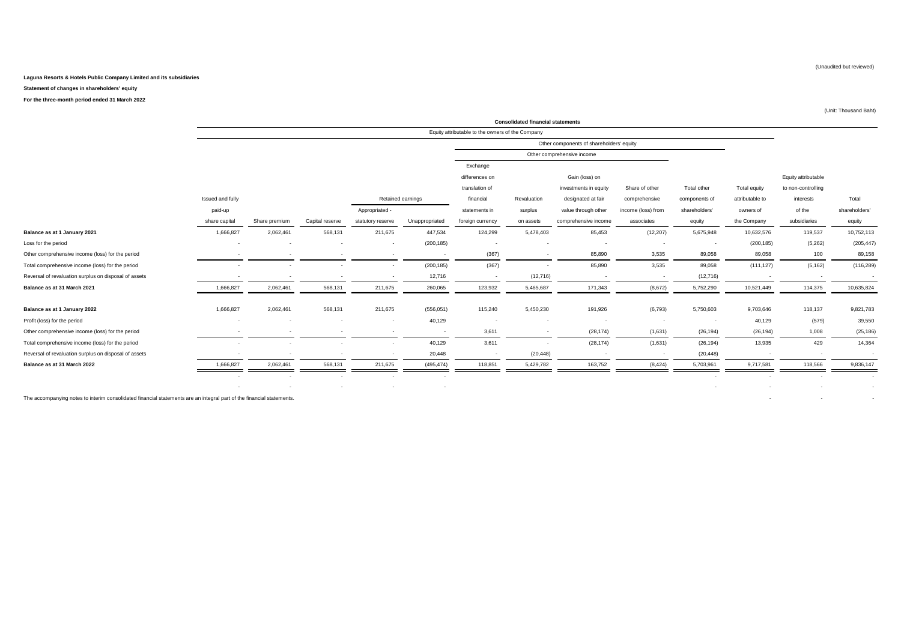(Unaudited but reviewed)

**Laguna Resorts & Hotels Public Company Limited and its subsidiaries**

**Statement of changes in shareholders' equity**

**For the three-month period ended 31 March 2022**

(Unit: Thousand Baht)

| | Consolidated financial statements | | | | | | | | | | | | |
|---|---|---|---|---|---|---|---|---|---|---|---|---|---|
| | Equity attributable to the owners of the Company | | | | | | | | | | | | |
| | | | | | | Other components of shareholders' equity | | | | | | | |
| | | | | | | Other comprehensive income | | | | | | | |
| | Issued and fully paid-up share capital | Share premium | Capital reserve | Retained earnings - Appropriated - statutory reserve | Retained earnings - Unappropriated | Exchange differences on translation of financial statements in foreign currency | Revaluation surplus on assets | Gain (loss) on investments in equity designated at fair value through other comprehensive income | Share of other comprehensive income (loss) from associates | Total other components of shareholders' equity | Total equity attributable to owners of the Company | Equity attributable to non-controlling interests of the subsidiaries | Total shareholders' equity |
| **Balance as at 1 January 2021** | 1,666,827 | 2,062,461 | 568,131 | 211,675 | 447,534 | 124,299 | 5,478,403 | 85,453 | (12,207) | 5,675,948 | 10,632,576 | 119,537 | 10,752,113 |
| Loss for the period | - | - | - | - | (200,185) | - | - | - | - | - | (200,185) | (5,262) | (205,447) |
| Other comprehensive income (loss) for the period | - | - | - | - | - | (367) | - | 85,890 | 3,535 | 89,058 | 89,058 | 100 | 89,158 |
| Total comprehensive income (loss) for the period | - | - | - | - | (200,185) | (367) | - | 85,890 | 3,535 | 89,058 | (111,127) | (5,162) | (116,289) |
| Reversal of revaluation surplus on disposal of assets | - | - | - | - | 12,716 | - | (12,716) | - | - | (12,716) | - | - | - |
| **Balance as at 31 March 2021** | 1,666,827 | 2,062,461 | 568,131 | 211,675 | 260,065 | 123,932 | 5,465,687 | 171,343 | (8,672) | 5,752,290 | 10,521,449 | 114,375 | 10,635,824 |
| | | | | | | | | | | | | | |
| **Balance as at 1 January 2022** | 1,666,827 | 2,062,461 | 568,131 | 211,675 | (556,051) | 115,240 | 5,450,230 | 191,926 | (6,793) | 5,750,603 | 9,703,646 | 118,137 | 9,821,783 |
| Profit (loss) for the period | - | - | - | - | 40,129 | - | - | - | - | - | 40,129 | (579) | 39,550 |
| Other comprehensive income (loss) for the period | - | - | - | - | - | 3,611 | - | (28,174) | (1,631) | (26,194) | (26,194) | 1,008 | (25,186) |
| Total comprehensive income (loss) for the period | - | - | - | - | 40,129 | 3,611 | - | (28,174) | (1,631) | (26,194) | 13,935 | 429 | 14,364 |
| Reversal of revaluation surplus on disposal of assets | - | - | - | - | 20,448 | - | (20,448) | - | - | (20,448) | - | - | - |
| **Balance as at 31 March 2022** | 1,666,827 | 2,062,461 | 568,131 | 211,675 | (495,474) | 118,851 | 5,429,782 | 163,752 | (8,424) | 5,703,961 | 9,717,581 | 118,566 | 9,836,147 |

The accompanying notes to interim consolidated financial statements are an integral part of the financial statements.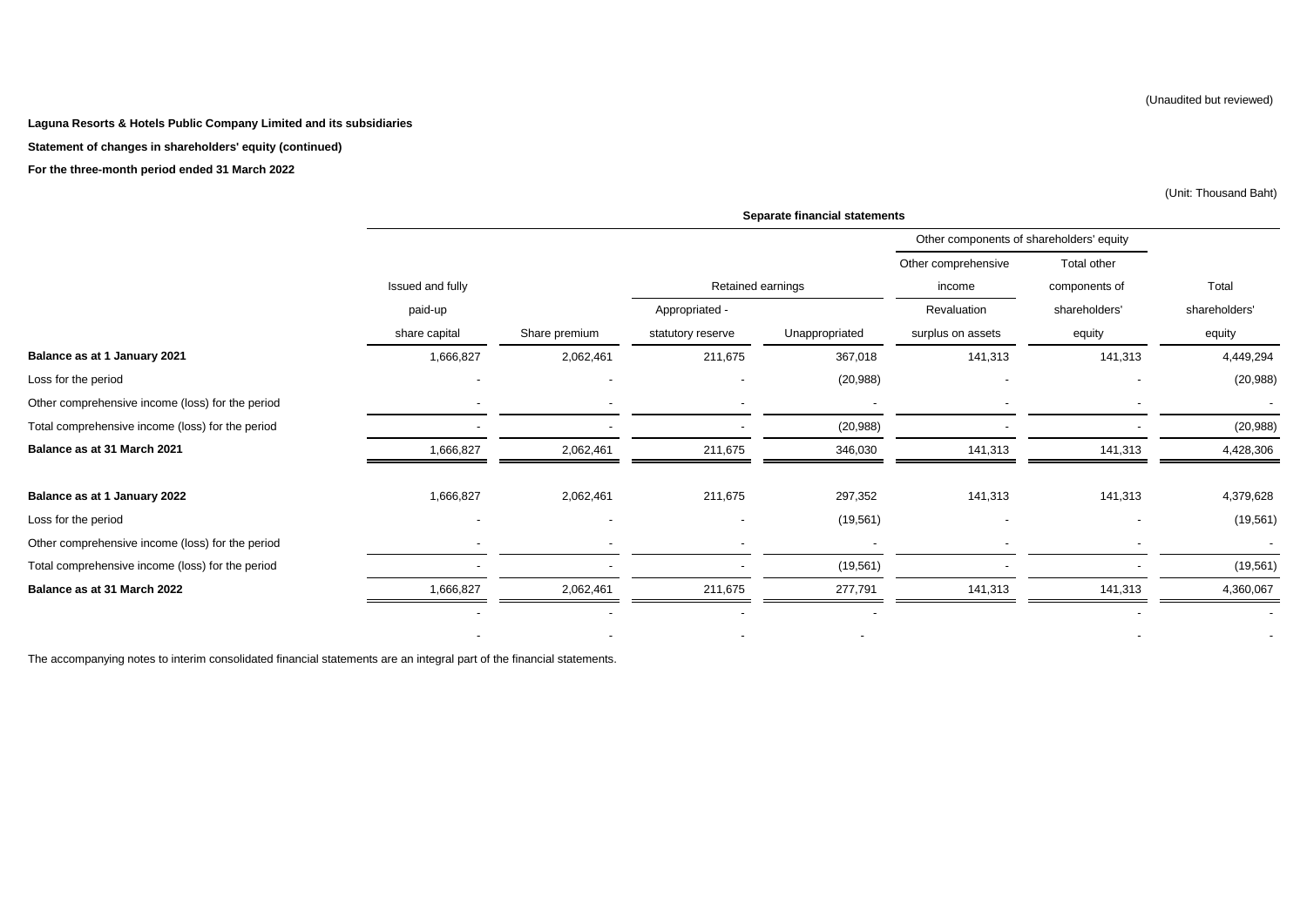(Unaudited but reviewed)

**Laguna Resorts & Hotels Public Company Limited and its subsidiaries**

**Statement of changes in shareholders' equity (continued)**

**For the three-month period ended 31 March 2022**

(Unit: Thousand Baht)

| | Separate financial statements | | | | | | |
|---|---|---|---|---|---|---|---|
| | | | | | Other components of shareholders' equity | | |
| | | | | | Other comprehensive income | Total other | |
| | Issued and fully | | Retained earnings | | Revaluation | components of | Total |
| | paid-up | | Appropriated - | | surplus on assets | shareholders' | shareholders' |
| | share capital | Share premium | statutory reserve | Unappropriated | | equity | equity |
| **Balance as at 1 January 2021** | 1,666,827 | 2,062,461 | 211,675 | 367,018 | 141,313 | 141,313 | 4,449,294 |
| Loss for the period | - | - | - | (20,988) | - | - | (20,988) |
| Other comprehensive income (loss) for the period | - | - | - | - | - | - | - |
| Total comprehensive income (loss) for the period | - | - | - | (20,988) | - | - | (20,988) |
| **Balance as at 31 March 2021** | 1,666,827 | 2,062,461 | 211,675 | 346,030 | 141,313 | 141,313 | 4,428,306 |
| | | | | | | | |
| **Balance as at 1 January 2022** | 1,666,827 | 2,062,461 | 211,675 | 297,352 | 141,313 | 141,313 | 4,379,628 |
| Loss for the period | - | - | - | (19,561) | - | - | (19,561) |
| Other comprehensive income (loss) for the period | - | - | - | - | - | - | - |
| Total comprehensive income (loss) for the period | - | - | - | (19,561) | - | - | (19,561) |
| **Balance as at 31 March 2022** | 1,666,827 | 2,062,461 | 211,675 | 277,791 | 141,313 | 141,313 | 4,360,067 |
| | - | - | - | - | | - | - |
| | - | - | - | - | | - | - |

The accompanying notes to interim consolidated financial statements are an integral part of the financial statements.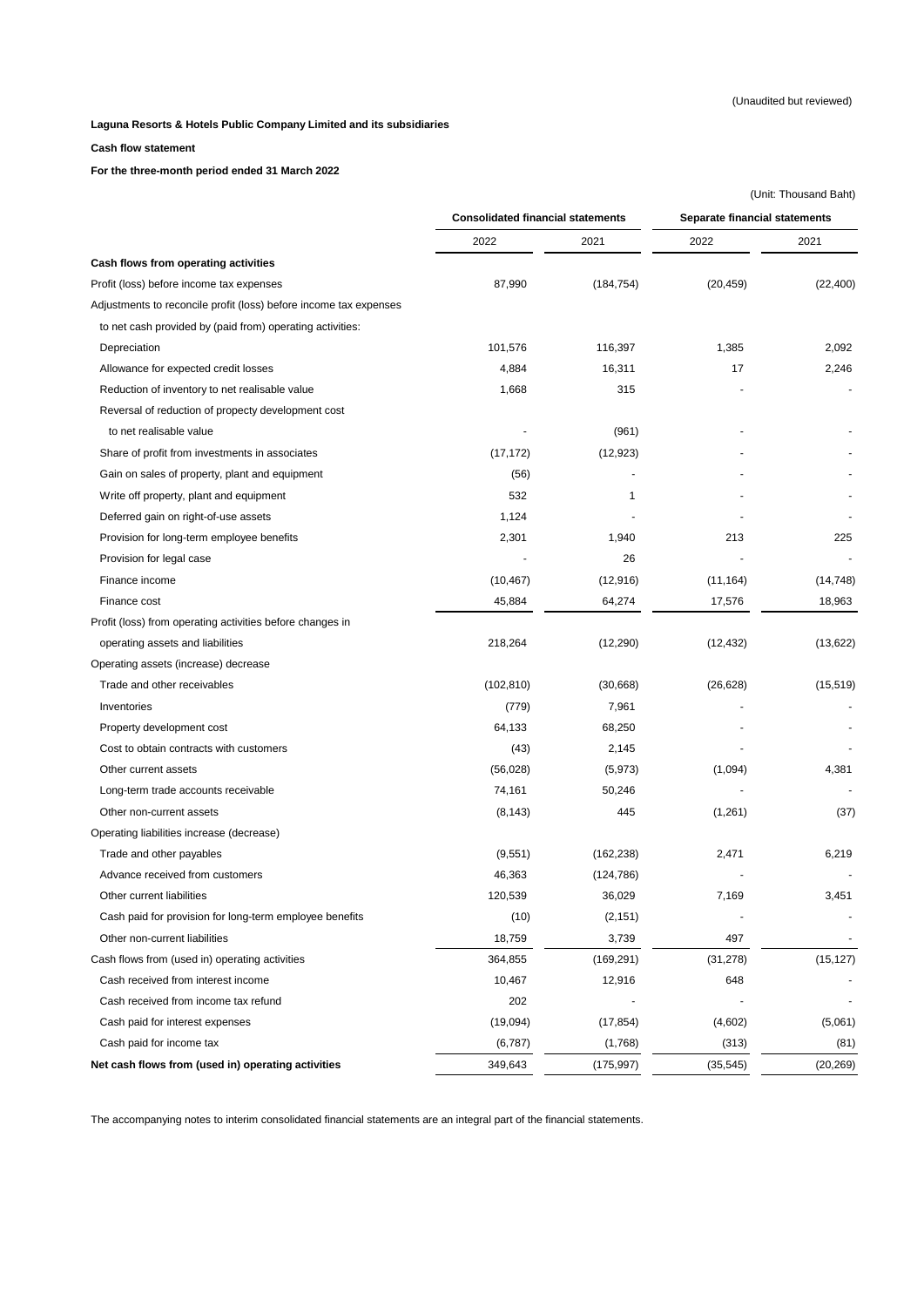(Unaudited but reviewed)

**Laguna Resorts & Hotels Public Company Limited and its subsidiaries**

**Cash flow statement**

**For the three-month period ended 31 March 2022**

(Unit: Thousand Baht)

| | Consolidated financial statements | | Separate financial statements | |
|---|---|---|---|---|
| | 2022 | 2021 | 2022 | 2021 |
| **Cash flows from operating activities** | | | | |
| Profit (loss) before income tax expenses | 87,990 | (184,754) | (20,459) | (22,400) |
| Adjustments to reconcile profit (loss) before income tax expenses | | | | |
| to net cash provided by (paid from) operating activities: | | | | |
| Depreciation | 101,576 | 116,397 | 1,385 | 2,092 |
| Allowance for expected credit losses | 4,884 | 16,311 | 17 | 2,246 |
| Reduction of inventory to net realisable value | 1,668 | 315 | - | - |
| Reversal of reduction of propecty development cost | | | | |
| to net realisable value | - | (961) | - | - |
| Share of profit from investments in associates | (17,172) | (12,923) | - | - |
| Gain on sales of property, plant and equipment | (56) | - | - | - |
| Write off property, plant and equipment | 532 | 1 | - | - |
| Deferred gain on right-of-use assets | 1,124 | - | - | - |
| Provision for long-term employee benefits | 2,301 | 1,940 | 213 | 225 |
| Provision for legal case | - | 26 | - | - |
| Finance income | (10,467) | (12,916) | (11,164) | (14,748) |
| Finance cost | 45,884 | 64,274 | 17,576 | 18,963 |
| Profit (loss) from operating activities before changes in | | | | |
| operating assets and liabilities | 218,264 | (12,290) | (12,432) | (13,622) |
| Operating assets (increase) decrease | | | | |
| Trade and other receivables | (102,810) | (30,668) | (26,628) | (15,519) |
| Inventories | (779) | 7,961 | - | - |
| Property development cost | 64,133 | 68,250 | - | - |
| Cost to obtain contracts with customers | (43) | 2,145 | - | - |
| Other current assets | (56,028) | (5,973) | (1,094) | 4,381 |
| Long-term trade accounts receivable | 74,161 | 50,246 | - | - |
| Other non-current assets | (8,143) | 445 | (1,261) | (37) |
| Operating liabilities increase (decrease) | | | | |
| Trade and other payables | (9,551) | (162,238) | 2,471 | 6,219 |
| Advance received from customers | 46,363 | (124,786) | - | - |
| Other current liabilities | 120,539 | 36,029 | 7,169 | 3,451 |
| Cash paid for provision for long-term employee benefits | (10) | (2,151) | - | - |
| Other non-current liabilities | 18,759 | 3,739 | 497 | - |
| Cash flows from (used in) operating activities | 364,855 | (169,291) | (31,278) | (15,127) |
| Cash received from interest income | 10,467 | 12,916 | 648 | - |
| Cash received from income tax refund | 202 | - | - | - |
| Cash paid for interest expenses | (19,094) | (17,854) | (4,602) | (5,061) |
| Cash paid for income tax | (6,787) | (1,768) | (313) | (81) |
| **Net cash flows from (used in) operating activities** | 349,643 | (175,997) | (35,545) | (20,269) |

The accompanying notes to interim consolidated financial statements are an integral part of the financial statements.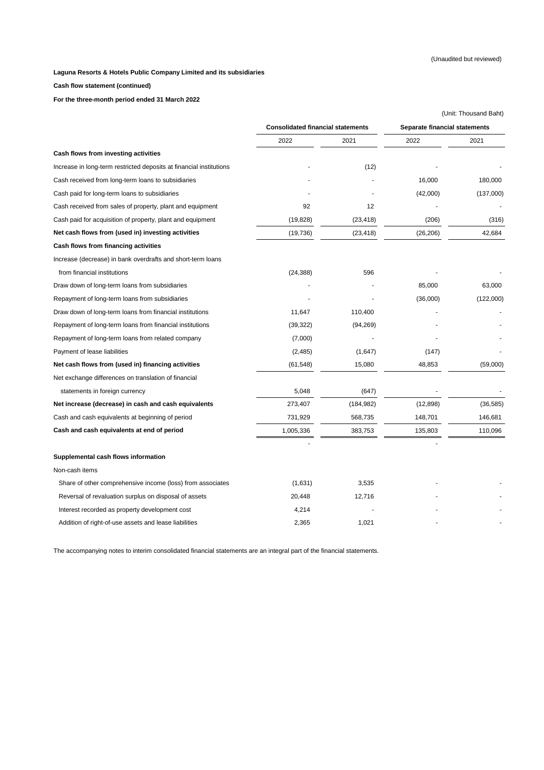(Unaudited but reviewed)

**Laguna Resorts & Hotels Public Company Limited and its subsidiaries**

**Cash flow statement (continued)**

**For the three-month period ended 31 March 2022**

(Unit: Thousand Baht)

| | Consolidated financial statements | | Separate financial statements | |
|---|---|---|---|---|
| | 2022 | 2021 | 2022 | 2021 |
| **Cash flows from investing activities** | | | | |
| Increase in long-term restricted deposits at financial institutions | - | (12) | - | - |
| Cash received from long-term loans to subsidiaries | - | - | 16,000 | 180,000 |
| Cash paid for long-term loans to subsidiaries | - | - | (42,000) | (137,000) |
| Cash received from sales of property, plant and equipment | 92 | 12 | - | - |
| Cash paid for acquisition of property, plant and equipment | (19,828) | (23,418) | (206) | (316) |
| **Net cash flows from (used in) investing activities** | (19,736) | (23,418) | (26,206) | 42,684 |
| **Cash flows from financing activities** | | | | |
| Increase (decrease) in bank overdrafts and short-term loans | | | | |
| from financial institutions | (24,388) | 596 | - | - |
| Draw down of long-term loans from subsidiaries | - | - | 85,000 | 63,000 |
| Repayment of long-term loans from subsidiaries | - | - | (36,000) | (122,000) |
| Draw down of long-term loans from financial institutions | 11,647 | 110,400 | - | - |
| Repayment of long-term loans from financial institutions | (39,322) | (94,269) | - | - |
| Repayment of long-term loans from related company | (7,000) | - | - | - |
| Payment of lease liabilities | (2,485) | (1,647) | (147) | - |
| **Net cash flows from (used in) financing activities** | (61,548) | 15,080 | 48,853 | (59,000) |
| Net exchange differences on translation of financial | | | | |
| statements in foreign currency | 5,048 | (647) | - | - |
| **Net increase (decrease) in cash and cash equivalents** | 273,407 | (184,982) | (12,898) | (36,585) |
| Cash and cash equivalents at beginning of period | 731,929 | 568,735 | 148,701 | 146,681 |
| **Cash and cash equivalents at end of period** | 1,005,336 | 383,753 | 135,803 | 110,096 |
| | - | | - | |
| **Supplemental cash flows information** | | | | |
| Non-cash items | | | | |
| Share of other comprehensive income (loss) from associates | (1,631) | 3,535 | - | - |
| Reversal of revaluation surplus on disposal of assets | 20,448 | 12,716 | - | - |
| Interest recorded as property development cost | 4,214 | - | - | - |
| Addition of right-of-use assets and lease liabilities | 2,365 | 1,021 | - | - |

The accompanying notes to interim consolidated financial statements are an integral part of the financial statements.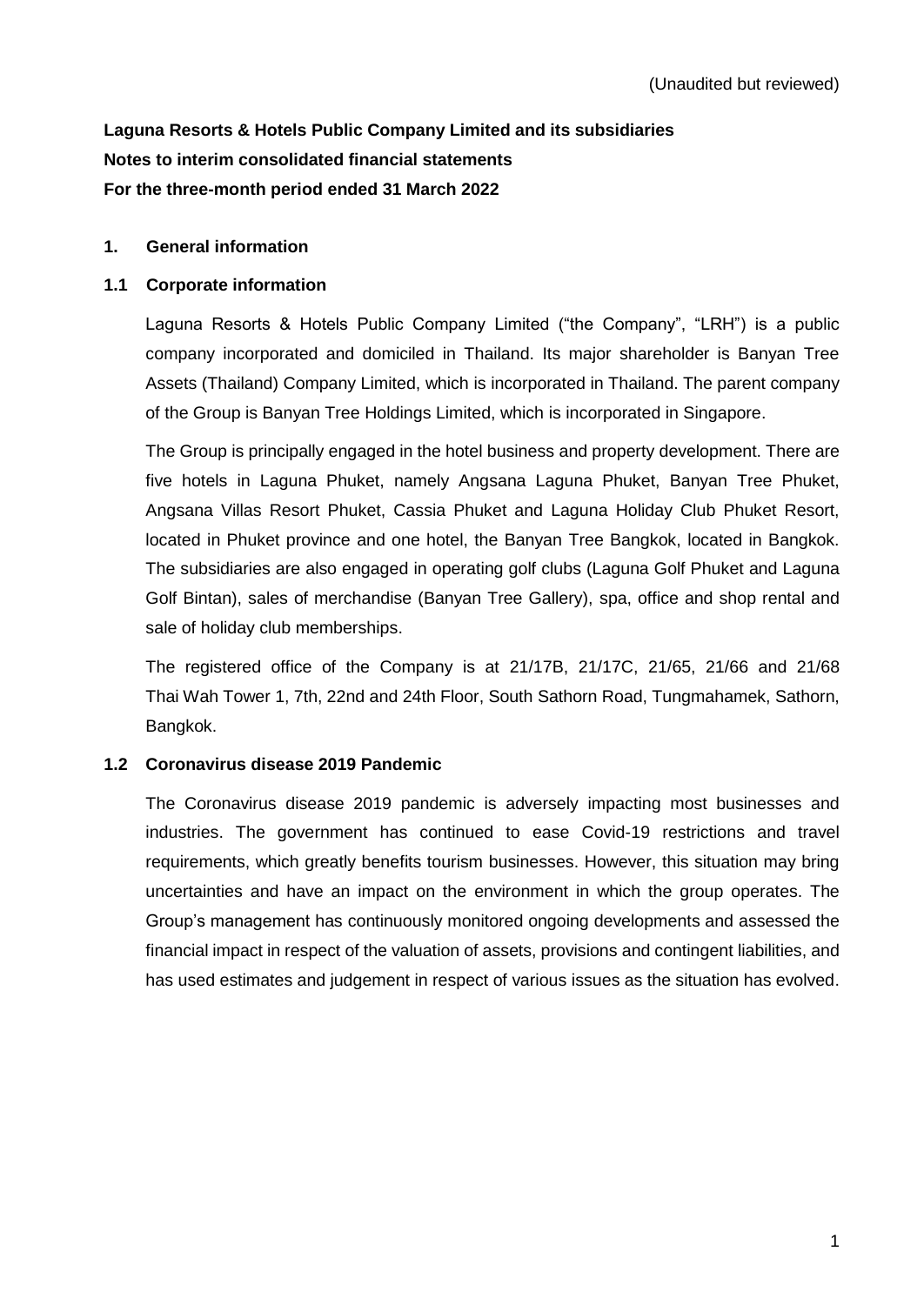(Unaudited but reviewed)

**Laguna Resorts & Hotels Public Company Limited and its subsidiaries**
**Notes to interim consolidated financial statements**
**For the three-month period ended 31 March 2022**

## 1. General information

### 1.1 Corporate information

Laguna Resorts & Hotels Public Company Limited ("the Company", "LRH") is a public company incorporated and domiciled in Thailand. Its major shareholder is Banyan Tree Assets (Thailand) Company Limited, which is incorporated in Thailand. The parent company of the Group is Banyan Tree Holdings Limited, which is incorporated in Singapore.

The Group is principally engaged in the hotel business and property development. There are five hotels in Laguna Phuket, namely Angsana Laguna Phuket, Banyan Tree Phuket, Angsana Villas Resort Phuket, Cassia Phuket and Laguna Holiday Club Phuket Resort, located in Phuket province and one hotel, the Banyan Tree Bangkok, located in Bangkok. The subsidiaries are also engaged in operating golf clubs (Laguna Golf Phuket and Laguna Golf Bintan), sales of merchandise (Banyan Tree Gallery), spa, office and shop rental and sale of holiday club memberships.

The registered office of the Company is at 21/17B, 21/17C, 21/65, 21/66 and 21/68 Thai Wah Tower 1, 7th, 22nd and 24th Floor, South Sathorn Road, Tungmahamek, Sathorn, Bangkok.

### 1.2 Coronavirus disease 2019 Pandemic

The Coronavirus disease 2019 pandemic is adversely impacting most businesses and industries. The government has continued to ease Covid-19 restrictions and travel requirements, which greatly benefits tourism businesses. However, this situation may bring uncertainties and have an impact on the environment in which the group operates. The Group's management has continuously monitored ongoing developments and assessed the financial impact in respect of the valuation of assets, provisions and contingent liabilities, and has used estimates and judgement in respect of various issues as the situation has evolved.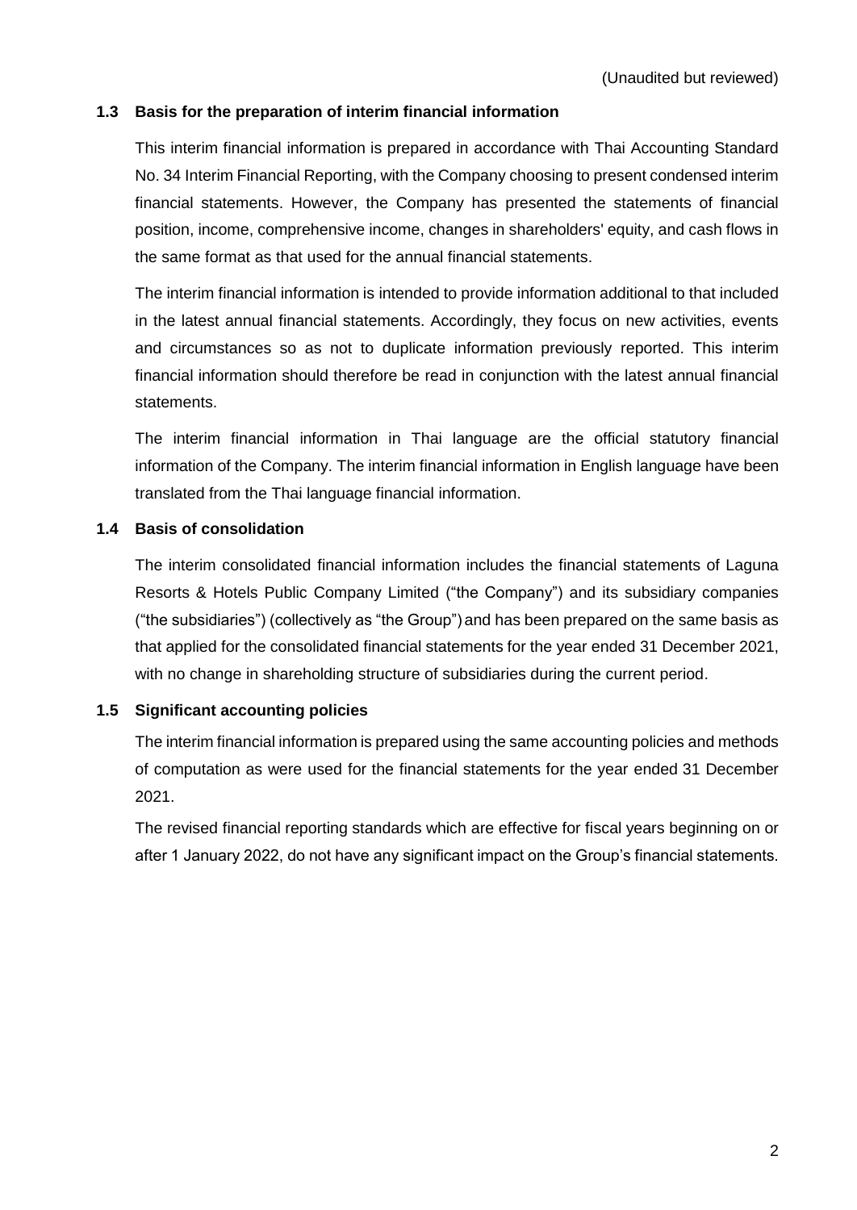(Unaudited but reviewed)

### 1.3 Basis for the preparation of interim financial information

This interim financial information is prepared in accordance with Thai Accounting Standard No. 34 Interim Financial Reporting, with the Company choosing to present condensed interim financial statements. However, the Company has presented the statements of financial position, income, comprehensive income, changes in shareholders' equity, and cash flows in the same format as that used for the annual financial statements.

The interim financial information is intended to provide information additional to that included in the latest annual financial statements. Accordingly, they focus on new activities, events and circumstances so as not to duplicate information previously reported. This interim financial information should therefore be read in conjunction with the latest annual financial statements.

The interim financial information in Thai language are the official statutory financial information of the Company. The interim financial information in English language have been translated from the Thai language financial information.

### 1.4 Basis of consolidation

The interim consolidated financial information includes the financial statements of Laguna Resorts & Hotels Public Company Limited ("the Company") and its subsidiary companies ("the subsidiaries") (collectively as "the Group") and has been prepared on the same basis as that applied for the consolidated financial statements for the year ended 31 December 2021, with no change in shareholding structure of subsidiaries during the current period.

### 1.5 Significant accounting policies

The interim financial information is prepared using the same accounting policies and methods of computation as were used for the financial statements for the year ended 31 December 2021.

The revised financial reporting standards which are effective for fiscal years beginning on or after 1 January 2022, do not have any significant impact on the Group's financial statements.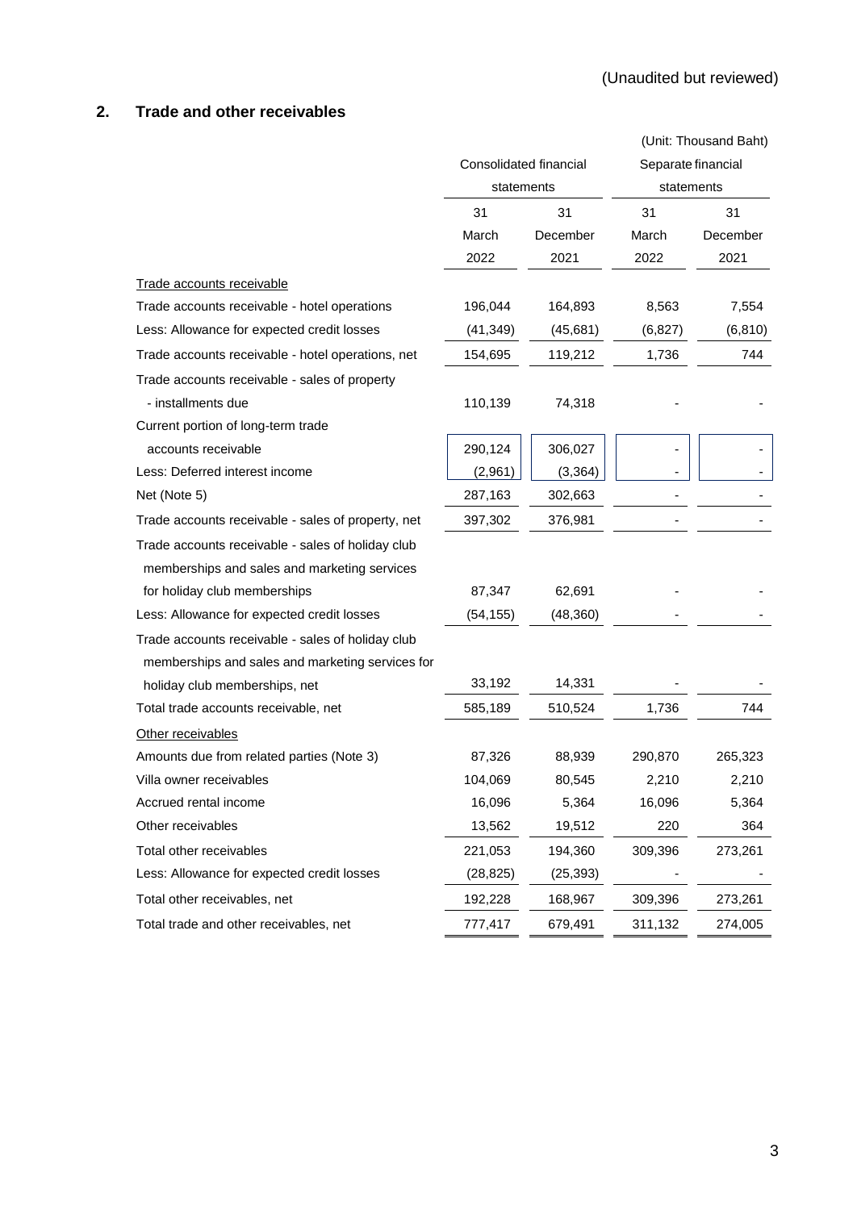(Unaudited but reviewed)

## 2. Trade and other receivables

(Unit: Thousand Baht)

| | Consolidated financial statements | | Separate financial statements | |
|---|---|---|---|---|
| | 31 March 2022 | 31 December 2021 | 31 March 2022 | 31 December 2021 |
| Trade accounts receivable | | | | |
| Trade accounts receivable - hotel operations | 196,044 | 164,893 | 8,563 | 7,554 |
| Less: Allowance for expected credit losses | (41,349) | (45,681) | (6,827) | (6,810) |
| Trade accounts receivable - hotel operations, net | 154,695 | 119,212 | 1,736 | 744 |
| Trade accounts receivable - sales of property - installments due | 110,139 | 74,318 | - | - |
| Current portion of long-term trade accounts receivable | 290,124 | 306,027 | - | - |
| Less: Deferred interest income | (2,961) | (3,364) | - | - |
| Net (Note 5) | 287,163 | 302,663 | - | - |
| Trade accounts receivable - sales of property, net | 397,302 | 376,981 | - | - |
| Trade accounts receivable - sales of holiday club memberships and sales and marketing services for holiday club memberships | 87,347 | 62,691 | - | - |
| Less: Allowance for expected credit losses | (54,155) | (48,360) | - | - |
| Trade accounts receivable - sales of holiday club memberships and sales and marketing services for holiday club memberships, net | 33,192 | 14,331 | - | - |
| Total trade accounts receivable, net | 585,189 | 510,524 | 1,736 | 744 |
| Other receivables | | | | |
| Amounts due from related parties (Note 3) | 87,326 | 88,939 | 290,870 | 265,323 |
| Villa owner receivables | 104,069 | 80,545 | 2,210 | 2,210 |
| Accrued rental income | 16,096 | 5,364 | 16,096 | 5,364 |
| Other receivables | 13,562 | 19,512 | 220 | 364 |
| Total other receivables | 221,053 | 194,360 | 309,396 | 273,261 |
| Less: Allowance for expected credit losses | (28,825) | (25,393) | - | - |
| Total other receivables, net | 192,228 | 168,967 | 309,396 | 273,261 |
| Total trade and other receivables, net | 777,417 | 679,491 | 311,132 | 274,005 |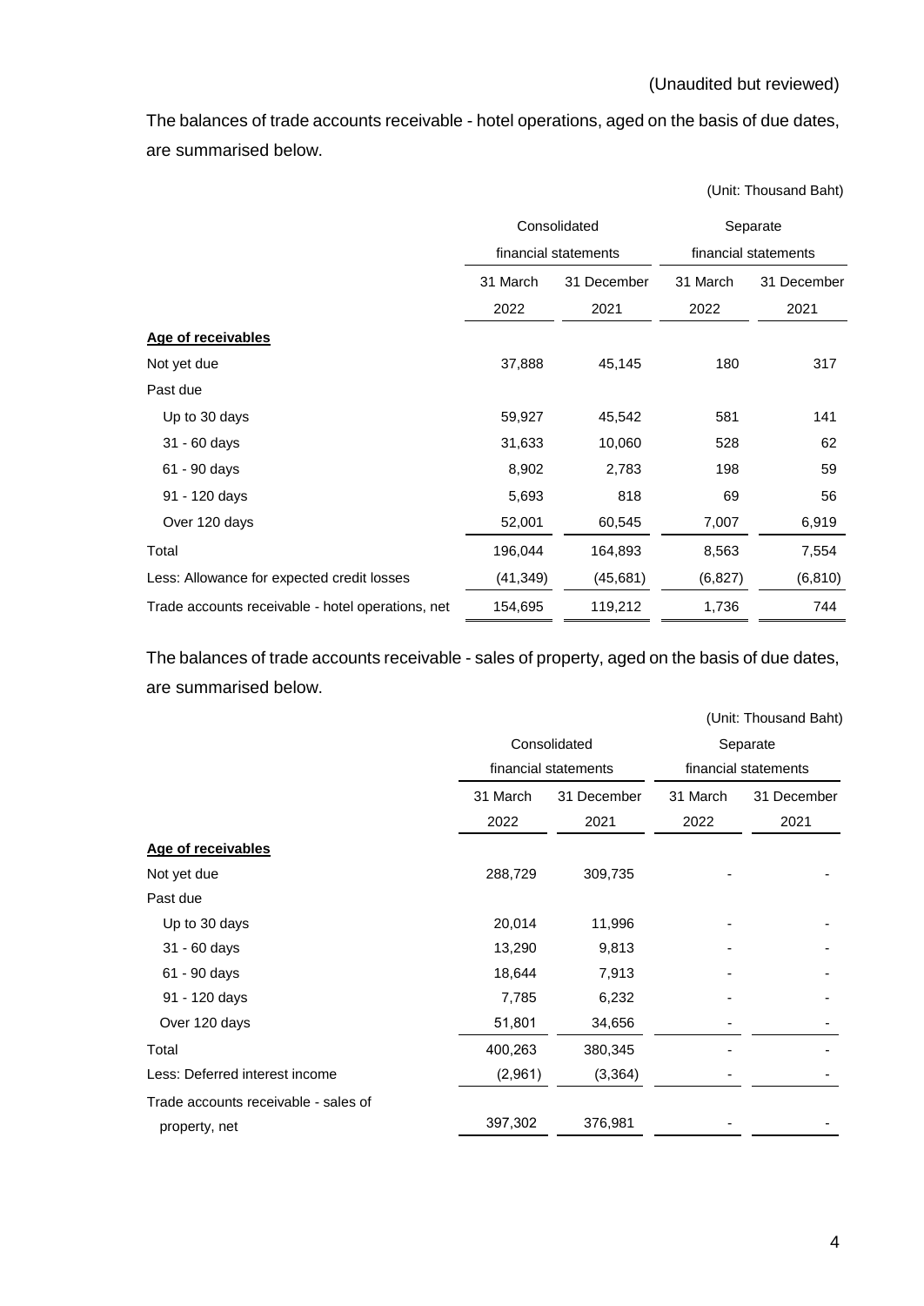(Unaudited but reviewed)

The balances of trade accounts receivable - hotel operations, aged on the basis of due dates, are summarised below.

(Unit: Thousand Baht)

| | Consolidated financial statements | | Separate financial statements | |
|---|---|---|---|---|
| | 31 March 2022 | 31 December 2021 | 31 March 2022 | 31 December 2021 |
| **Age of receivables** | | | | |
| Not yet due | 37,888 | 45,145 | 180 | 317 |
| Past due | | | | |
| Up to 30 days | 59,927 | 45,542 | 581 | 141 |
| 31 - 60 days | 31,633 | 10,060 | 528 | 62 |
| 61 - 90 days | 8,902 | 2,783 | 198 | 59 |
| 91 - 120 days | 5,693 | 818 | 69 | 56 |
| Over 120 days | 52,001 | 60,545 | 7,007 | 6,919 |
| Total | 196,044 | 164,893 | 8,563 | 7,554 |
| Less: Allowance for expected credit losses | (41,349) | (45,681) | (6,827) | (6,810) |
| Trade accounts receivable - hotel operations, net | 154,695 | 119,212 | 1,736 | 744 |

The balances of trade accounts receivable - sales of property, aged on the basis of due dates, are summarised below.

(Unit: Thousand Baht)

| | Consolidated financial statements | | Separate financial statements | |
|---|---|---|---|---|
| | 31 March 2022 | 31 December 2021 | 31 March 2022 | 31 December 2021 |
| **Age of receivables** | | | | |
| Not yet due | 288,729 | 309,735 | - | - |
| Past due | | | | |
| Up to 30 days | 20,014 | 11,996 | - | - |
| 31 - 60 days | 13,290 | 9,813 | - | - |
| 61 - 90 days | 18,644 | 7,913 | - | - |
| 91 - 120 days | 7,785 | 6,232 | - | - |
| Over 120 days | 51,801 | 34,656 | - | - |
| Total | 400,263 | 380,345 | - | - |
| Less: Deferred interest income | (2,961) | (3,364) | - | - |
| Trade accounts receivable - sales of property, net | 397,302 | 376,981 | - | - |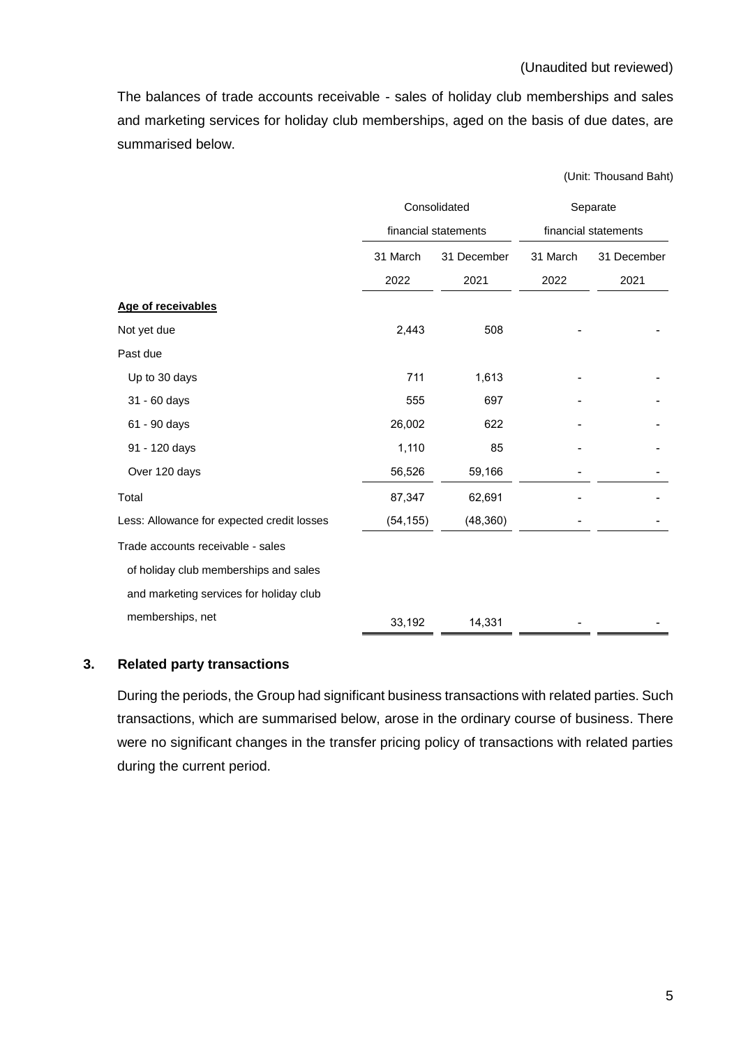(Unaudited but reviewed)

The balances of trade accounts receivable - sales of holiday club memberships and sales and marketing services for holiday club memberships, aged on the basis of due dates, are summarised below.

(Unit: Thousand Baht)

| | Consolidated financial statements | | Separate financial statements | |
|---|---|---|---|---|
| | 31 March 2022 | 31 December 2021 | 31 March 2022 | 31 December 2021 |
| **Age of receivables** | | | | |
| Not yet due | 2,443 | 508 | - | - |
| Past due | | | | |
| Up to 30 days | 711 | 1,613 | - | - |
| 31 - 60 days | 555 | 697 | - | - |
| 61 - 90 days | 26,002 | 622 | - | - |
| 91 - 120 days | 1,110 | 85 | - | - |
| Over 120 days | 56,526 | 59,166 | - | - |
| Total | 87,347 | 62,691 | - | - |
| Less: Allowance for expected credit losses | (54,155) | (48,360) | - | - |
| Trade accounts receivable - sales of holiday club memberships and sales and marketing services for holiday club memberships, net | 33,192 | 14,331 | - | - |

## 3. Related party transactions

During the periods, the Group had significant business transactions with related parties. Such transactions, which are summarised below, arose in the ordinary course of business. There were no significant changes in the transfer pricing policy of transactions with related parties during the current period.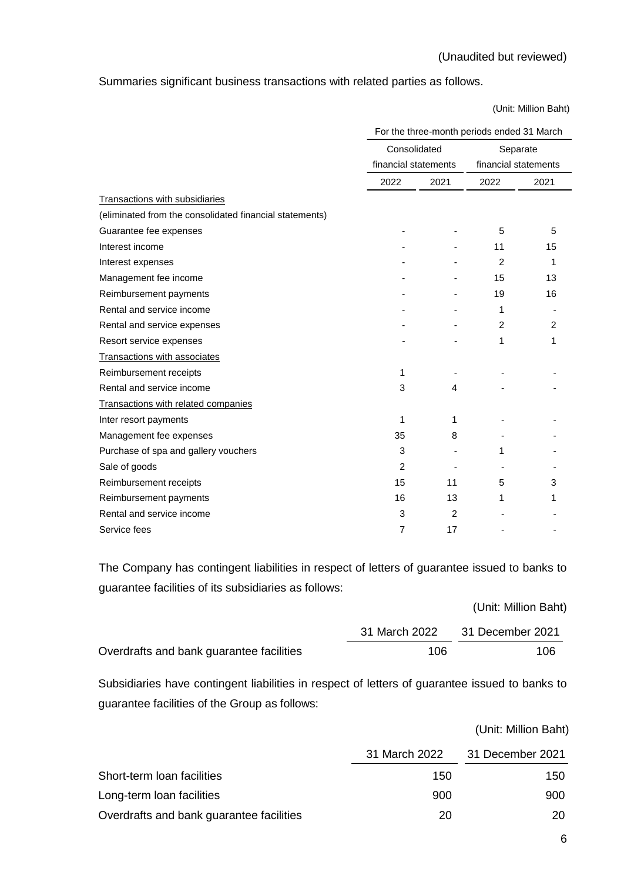(Unaudited but reviewed)

Summaries significant business transactions with related parties as follows.

(Unit: Million Baht)

| | For the three-month periods ended 31 March | | | |
|---|---|---|---|---|
| | Consolidated financial statements | | Separate financial statements | |
| | 2022 | 2021 | 2022 | 2021 |
| Transactions with subsidiaries | | | | |
| (eliminated from the consolidated financial statements) | | | | |
| Guarantee fee expenses | - | - | 5 | 5 |
| Interest income | - | - | 11 | 15 |
| Interest expenses | - | - | 2 | 1 |
| Management fee income | - | - | 15 | 13 |
| Reimbursement payments | - | - | 19 | 16 |
| Rental and service income | - | - | 1 | - |
| Rental and service expenses | - | - | 2 | 2 |
| Resort service expenses | - | - | 1 | 1 |
| Transactions with associates | | | | |
| Reimbursement receipts | 1 | - | - | - |
| Rental and service income | 3 | 4 | - | - |
| Transactions with related companies | | | | |
| Inter resort payments | 1 | 1 | - | - |
| Management fee expenses | 35 | 8 | - | - |
| Purchase of spa and gallery vouchers | 3 | - | 1 | - |
| Sale of goods | 2 | - | - | - |
| Reimbursement receipts | 15 | 11 | 5 | 3 |
| Reimbursement payments | 16 | 13 | 1 | 1 |
| Rental and service income | 3 | 2 | - | - |
| Service fees | 7 | 17 | - | - |

The Company has contingent liabilities in respect of letters of guarantee issued to banks to guarantee facilities of its subsidiaries as follows:

(Unit: Million Baht)

| | 31 March 2022 | 31 December 2021 |
|---|---|---|
| Overdrafts and bank guarantee facilities | 106 | 106 |

Subsidiaries have contingent liabilities in respect of letters of guarantee issued to banks to guarantee facilities of the Group as follows:

(Unit: Million Baht)

| | 31 March 2022 | 31 December 2021 |
|---|---|---|
| Short-term loan facilities | 150 | 150 |
| Long-term loan facilities | 900 | 900 |
| Overdrafts and bank guarantee facilities | 20 | 20 |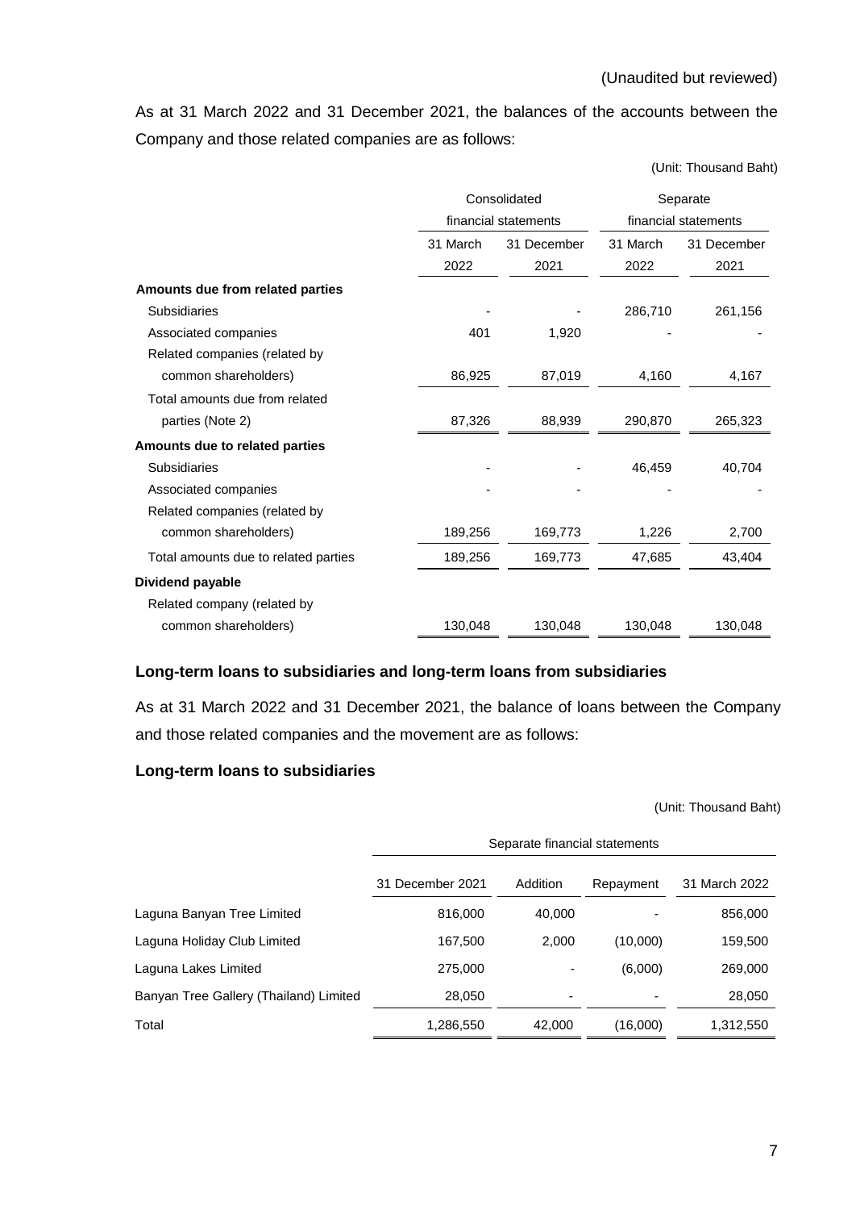(Unaudited but reviewed)

As at 31 March 2022 and 31 December 2021, the balances of the accounts between the Company and those related companies are as follows:

(Unit: Thousand Baht)

| | Consolidated financial statements | | Separate financial statements | |
|---|---|---|---|---|
| | 31 March 2022 | 31 December 2021 | 31 March 2022 | 31 December 2021 |
| **Amounts due from related parties** | | | | |
| Subsidiaries | - | - | 286,710 | 261,156 |
| Associated companies | 401 | 1,920 | - | - |
| Related companies (related by common shareholders) | 86,925 | 87,019 | 4,160 | 4,167 |
| Total amounts due from related parties (Note 2) | 87,326 | 88,939 | 290,870 | 265,323 |
| **Amounts due to related parties** | | | | |
| Subsidiaries | - | - | 46,459 | 40,704 |
| Associated companies | - | - | - | - |
| Related companies (related by common shareholders) | 189,256 | 169,773 | 1,226 | 2,700 |
| Total amounts due to related parties | 189,256 | 169,773 | 47,685 | 43,404 |
| **Dividend payable** | | | | |
| Related company (related by common shareholders) | 130,048 | 130,048 | 130,048 | 130,048 |

## Long-term loans to subsidiaries and long-term loans from subsidiaries

As at 31 March 2022 and 31 December 2021, the balance of loans between the Company and those related companies and the movement are as follows:

### Long-term loans to subsidiaries

(Unit: Thousand Baht)

| | Separate financial statements | | | |
|---|---|---|---|---|
| | 31 December 2021 | Addition | Repayment | 31 March 2022 |
| Laguna Banyan Tree Limited | 816,000 | 40,000 | - | 856,000 |
| Laguna Holiday Club Limited | 167,500 | 2,000 | (10,000) | 159,500 |
| Laguna Lakes Limited | 275,000 | - | (6,000) | 269,000 |
| Banyan Tree Gallery (Thailand) Limited | 28,050 | - | - | 28,050 |
| Total | 1,286,550 | 42,000 | (16,000) | 1,312,550 |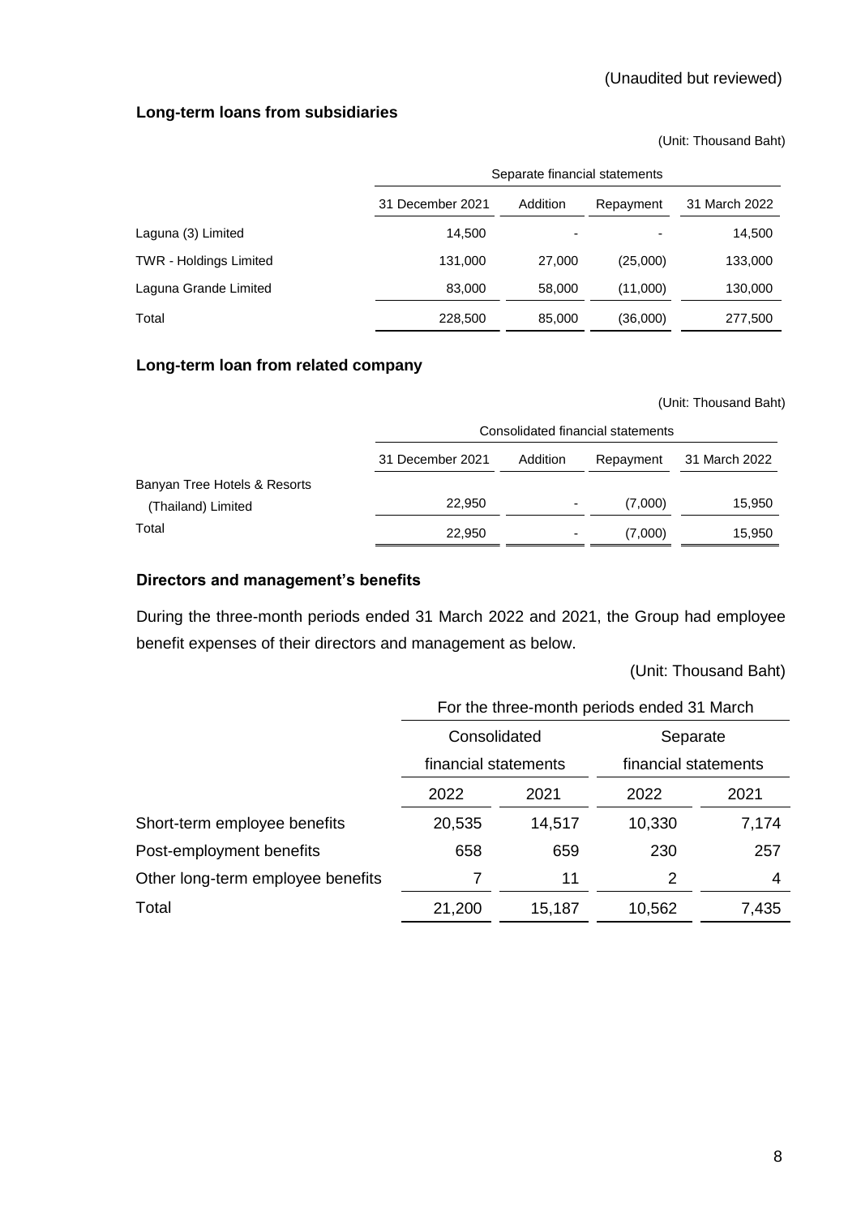(Unaudited but reviewed)

**Long-term loans from subsidiaries**

(Unit: Thousand Baht)

| | Separate financial statements | | | |
|---|---|---|---|---|
| | 31 December 2021 | Addition | Repayment | 31 March 2022 |
| Laguna (3) Limited | 14,500 | - | - | 14,500 |
| TWR - Holdings Limited | 131,000 | 27,000 | (25,000) | 133,000 |
| Laguna Grande Limited | 83,000 | 58,000 | (11,000) | 130,000 |
| Total | 228,500 | 85,000 | (36,000) | 277,500 |

**Long-term loan from related company**

(Unit: Thousand Baht)

| | Consolidated financial statements | | | |
|---|---|---|---|---|
| | 31 December 2021 | Addition | Repayment | 31 March 2022 |
| Banyan Tree Hotels & Resorts (Thailand) Limited | 22,950 | - | (7,000) | 15,950 |
| Total | 22,950 | - | (7,000) | 15,950 |

**Directors and management's benefits**

During the three-month periods ended 31 March 2022 and 2021, the Group had employee benefit expenses of their directors and management as below.

(Unit: Thousand Baht)

| | For the three-month periods ended 31 March | | | |
|---|---|---|---|---|
| | Consolidated financial statements | | Separate financial statements | |
| | 2022 | 2021 | 2022 | 2021 |
| Short-term employee benefits | 20,535 | 14,517 | 10,330 | 7,174 |
| Post-employment benefits | 658 | 659 | 230 | 257 |
| Other long-term employee benefits | 7 | 11 | 2 | 4 |
| Total | 21,200 | 15,187 | 10,562 | 7,435 |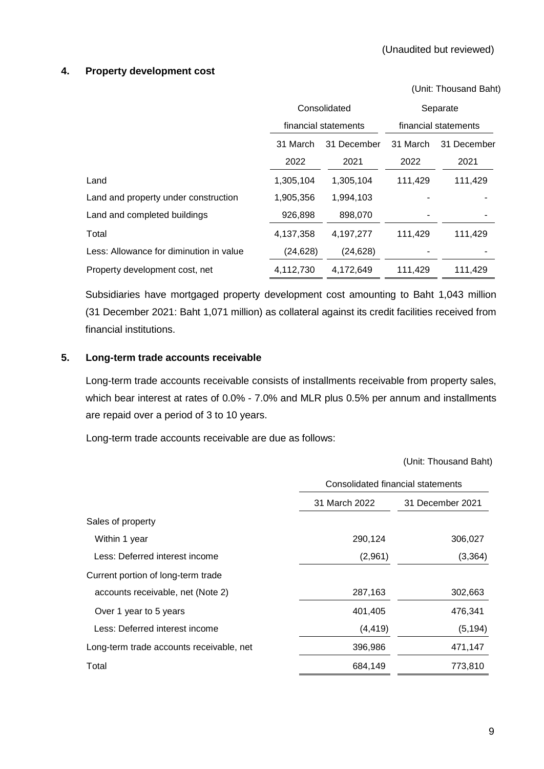(Unaudited but reviewed)

## 4. Property development cost

(Unit: Thousand Baht)

| | Consolidated financial statements | | Separate financial statements | |
|---|---|---|---|---|
| | 31 March 2022 | 31 December 2021 | 31 March 2022 | 31 December 2021 |
| Land | 1,305,104 | 1,305,104 | 111,429 | 111,429 |
| Land and property under construction | 1,905,356 | 1,994,103 | - | - |
| Land and completed buildings | 926,898 | 898,070 | - | - |
| Total | 4,137,358 | 4,197,277 | 111,429 | 111,429 |
| Less: Allowance for diminution in value | (24,628) | (24,628) | - | - |
| Property development cost, net | 4,112,730 | 4,172,649 | 111,429 | 111,429 |

Subsidiaries have mortgaged property development cost amounting to Baht 1,043 million (31 December 2021: Baht 1,071 million) as collateral against its credit facilities received from financial institutions.

## 5. Long-term trade accounts receivable

Long-term trade accounts receivable consists of installments receivable from property sales, which bear interest at rates of 0.0% - 7.0% and MLR plus 0.5% per annum and installments are repaid over a period of 3 to 10 years.

Long-term trade accounts receivable are due as follows:

(Unit: Thousand Baht)

| | Consolidated financial statements | |
|---|---|---|
| | 31 March 2022 | 31 December 2021 |
| Sales of property | | |
| Within 1 year | 290,124 | 306,027 |
| Less: Deferred interest income | (2,961) | (3,364) |
| Current portion of long-term trade accounts receivable, net (Note 2) | 287,163 | 302,663 |
| Over 1 year to 5 years | 401,405 | 476,341 |
| Less: Deferred interest income | (4,419) | (5,194) |
| Long-term trade accounts receivable, net | 396,986 | 471,147 |
| Total | 684,149 | 773,810 |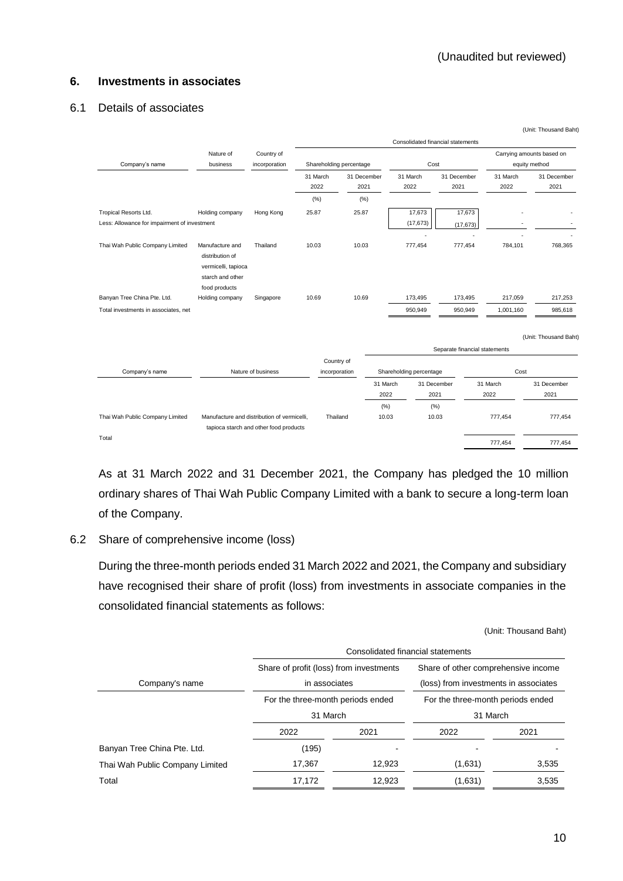(Unaudited but reviewed)

## 6. Investments in associates

### 6.1 Details of associates

(Unit: Thousand Baht)

| | | | Consolidated financial statements | | | | | |
|---|---|---|---|---|---|---|---|---|
| Company's name | Nature of business | Country of incorporation | Shareholding percentage | | Cost | | Carrying amounts based on equity method | |
| | | | 31 March 2022 | 31 December 2021 | 31 March 2022 | 31 December 2021 | 31 March 2022 | 31 December 2021 |
| | | | (%) | (%) | | | | |
| Tropical Resorts Ltd. | Holding company | Hong Kong | 25.87 | 25.87 | 17,673 | 17,673 | - | - |
| Less: Allowance for impairment of investment | | | | | (17,673) | (17,673) | - | - |
| | | | | | - | - | - | - |
| Thai Wah Public Company Limited | Manufacture and distribution of vermicelli, tapioca starch and other food products | Thailand | 10.03 | 10.03 | 777,454 | 777,454 | 784,101 | 768,365 |
| Banyan Tree China Pte. Ltd. | Holding company | Singapore | 10.69 | 10.69 | 173,495 | 173,495 | 217,059 | 217,253 |
| Total investments in associates, net | | | | | 950,949 | 950,949 | 1,001,160 | 985,618 |

(Unit: Thousand Baht)

| | | | Separate financial statements | | | |
|---|---|---|---|---|---|---|
| Company's name | Nature of business | Country of incorporation | Shareholding percentage | | Cost | |
| | | | 31 March 2022 | 31 December 2021 | 31 March 2022 | 31 December 2021 |
| | | | (%) | (%) | | |
| Thai Wah Public Company Limited | Manufacture and distribution of vermicelli, tapioca starch and other food products | Thailand | 10.03 | 10.03 | 777,454 | 777,454 |
| Total | | | | | 777,454 | 777,454 |

As at 31 March 2022 and 31 December 2021, the Company has pledged the 10 million ordinary shares of Thai Wah Public Company Limited with a bank to secure a long-term loan of the Company.

### 6.2 Share of comprehensive income (loss)

During the three-month periods ended 31 March 2022 and 2021, the Company and subsidiary have recognised their share of profit (loss) from investments in associate companies in the consolidated financial statements as follows:

(Unit: Thousand Baht)

| | Consolidated financial statements | | | |
|---|---|---|---|---|
| Company's name | Share of profit (loss) from investments in associates | | Share of other comprehensive income (loss) from investments in associates | |
| | For the three-month periods ended 31 March | | For the three-month periods ended 31 March | |
| | 2022 | 2021 | 2022 | 2021 |
| Banyan Tree China Pte. Ltd. | (195) | - | - | - |
| Thai Wah Public Company Limited | 17,367 | 12,923 | (1,631) | 3,535 |
| Total | 17,172 | 12,923 | (1,631) | 3,535 |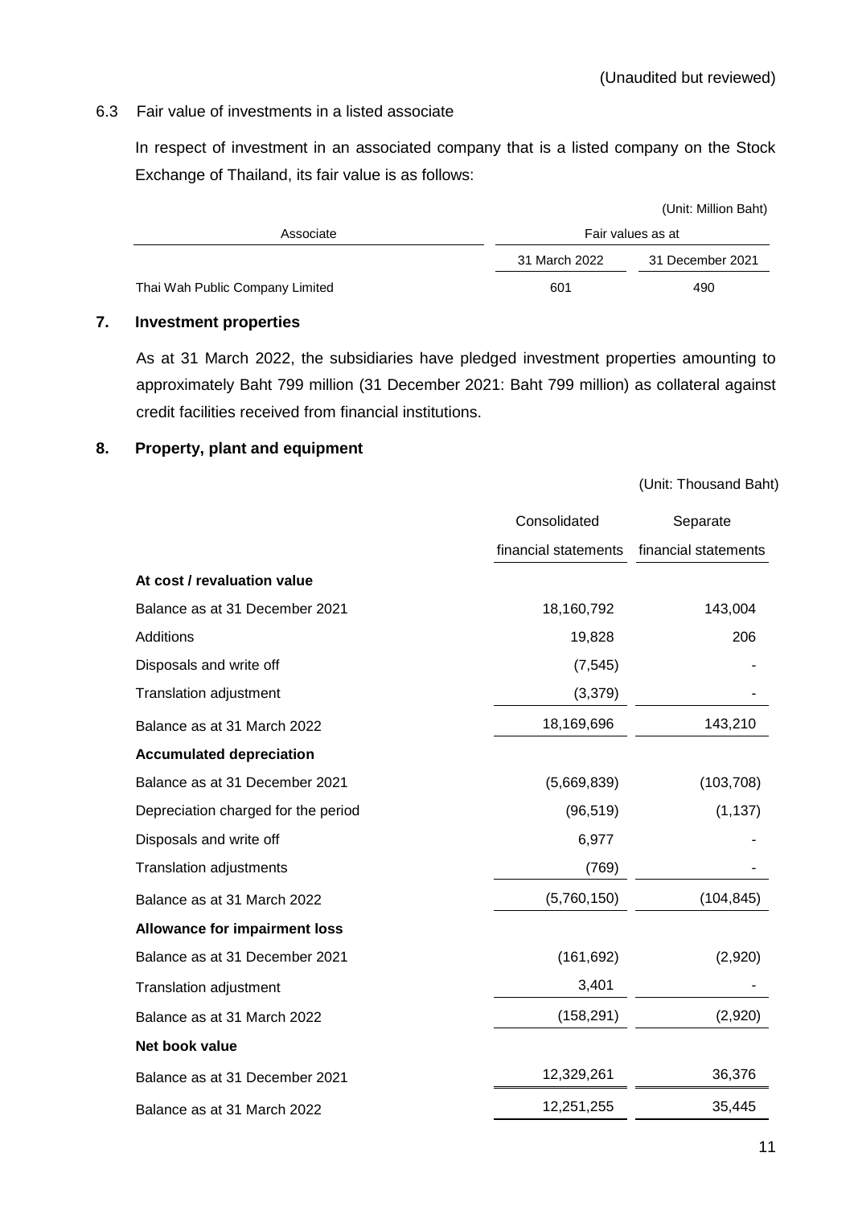(Unaudited but reviewed)

6.3 Fair value of investments in a listed associate

In respect of investment in an associated company that is a listed company on the Stock Exchange of Thailand, its fair value is as follows:

(Unit: Million Baht)

| Associate | Fair values as at | |
|---|---|---|
| | 31 March 2022 | 31 December 2021 |
| Thai Wah Public Company Limited | 601 | 490 |

## 7. Investment properties

As at 31 March 2022, the subsidiaries have pledged investment properties amounting to approximately Baht 799 million (31 December 2021: Baht 799 million) as collateral against credit facilities received from financial institutions.

## 8. Property, plant and equipment

(Unit: Thousand Baht)

| | Consolidated financial statements | Separate financial statements |
|---|---|---|
| **At cost / revaluation value** | | |
| Balance as at 31 December 2021 | 18,160,792 | 143,004 |
| Additions | 19,828 | 206 |
| Disposals and write off | (7,545) | - |
| Translation adjustment | (3,379) | - |
| Balance as at 31 March 2022 | 18,169,696 | 143,210 |
| **Accumulated depreciation** | | |
| Balance as at 31 December 2021 | (5,669,839) | (103,708) |
| Depreciation charged for the period | (96,519) | (1,137) |
| Disposals and write off | 6,977 | - |
| Translation adjustments | (769) | - |
| Balance as at 31 March 2022 | (5,760,150) | (104,845) |
| **Allowance for impairment loss** | | |
| Balance as at 31 December 2021 | (161,692) | (2,920) |
| Translation adjustment | 3,401 | - |
| Balance as at 31 March 2022 | (158,291) | (2,920) |
| **Net book value** | | |
| Balance as at 31 December 2021 | 12,329,261 | 36,376 |
| Balance as at 31 March 2022 | 12,251,255 | 35,445 |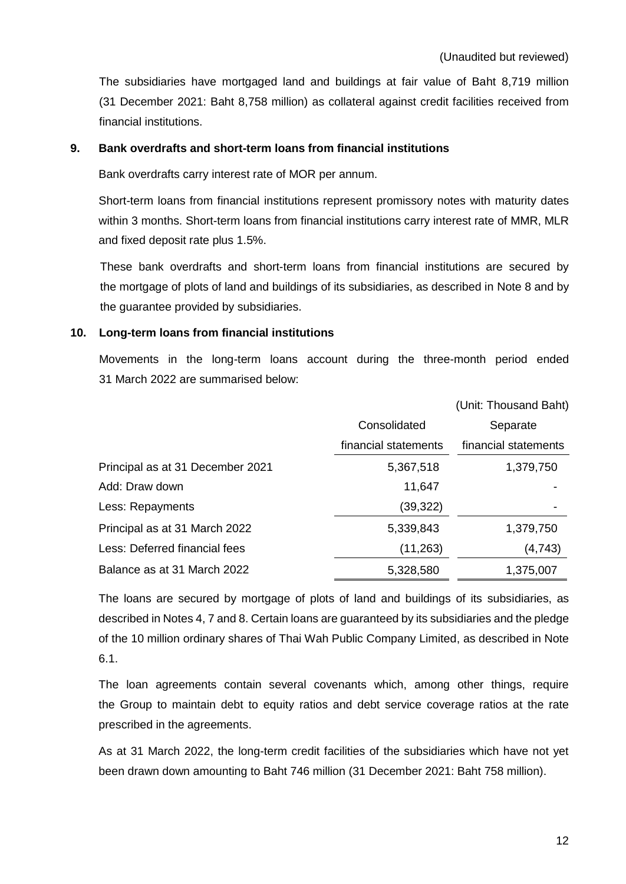(Unaudited but reviewed)

The subsidiaries have mortgaged land and buildings at fair value of Baht 8,719 million (31 December 2021: Baht 8,758 million) as collateral against credit facilities received from financial institutions.

## 9. Bank overdrafts and short-term loans from financial institutions

Bank overdrafts carry interest rate of MOR per annum.

Short-term loans from financial institutions represent promissory notes with maturity dates within 3 months. Short-term loans from financial institutions carry interest rate of MMR, MLR and fixed deposit rate plus 1.5%.

These bank overdrafts and short-term loans from financial institutions are secured by the mortgage of plots of land and buildings of its subsidiaries, as described in Note 8 and by the guarantee provided by subsidiaries.

## 10. Long-term loans from financial institutions

Movements in the long-term loans account during the three-month period ended 31 March 2022 are summarised below:

(Unit: Thousand Baht)

| | Consolidated financial statements | Separate financial statements |
|---|---|---|
| Principal as at 31 December 2021 | 5,367,518 | 1,379,750 |
| Add: Draw down | 11,647 | - |
| Less: Repayments | (39,322) | - |
| Principal as at 31 March 2022 | 5,339,843 | 1,379,750 |
| Less: Deferred financial fees | (11,263) | (4,743) |
| Balance as at 31 March 2022 | 5,328,580 | 1,375,007 |

The loans are secured by mortgage of plots of land and buildings of its subsidiaries, as described in Notes 4, 7 and 8. Certain loans are guaranteed by its subsidiaries and the pledge of the 10 million ordinary shares of Thai Wah Public Company Limited, as described in Note 6.1.

The loan agreements contain several covenants which, among other things, require the Group to maintain debt to equity ratios and debt service coverage ratios at the rate prescribed in the agreements.

As at 31 March 2022, the long-term credit facilities of the subsidiaries which have not yet been drawn down amounting to Baht 746 million (31 December 2021: Baht 758 million).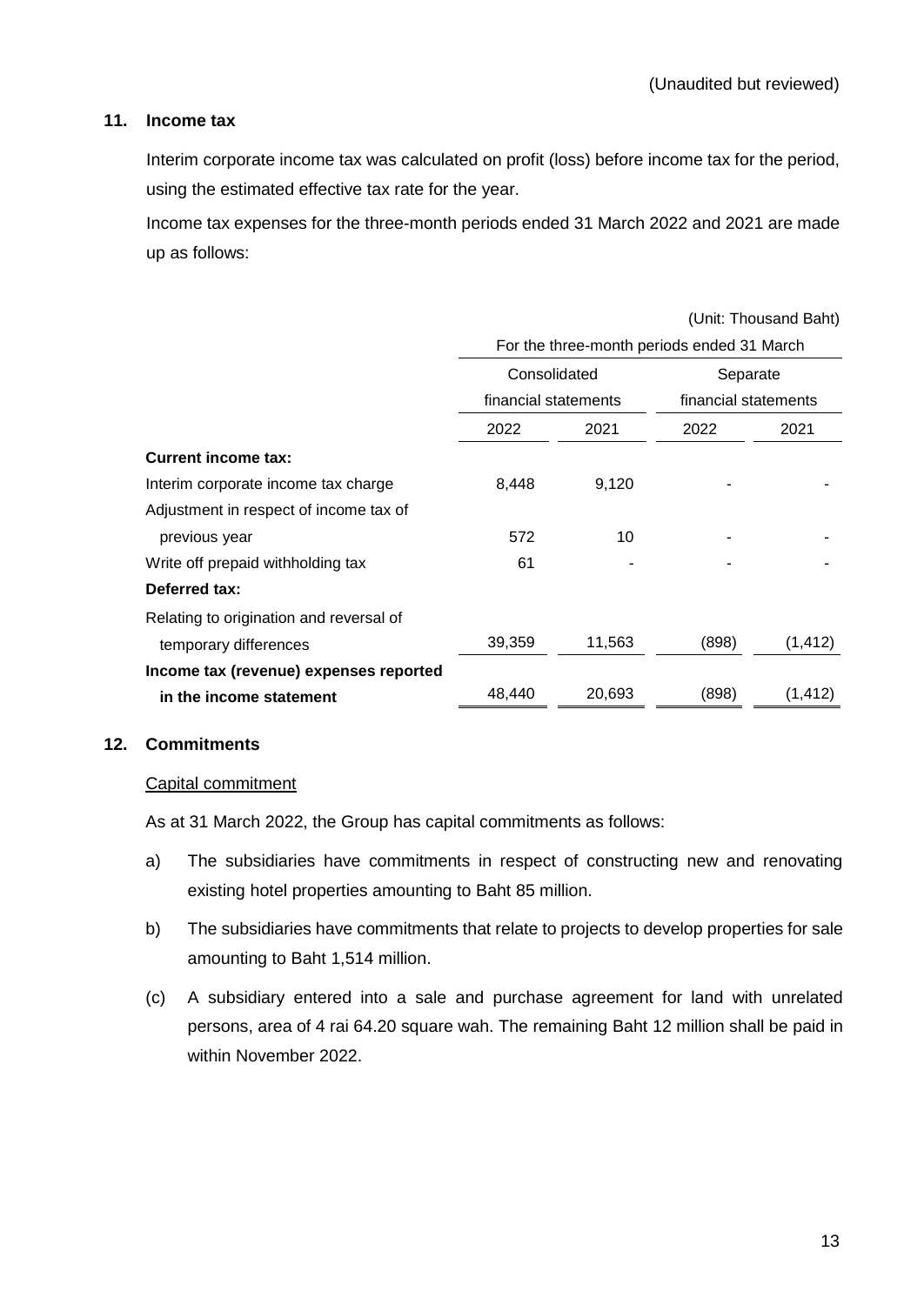(Unaudited but reviewed)

## 11. Income tax

Interim corporate income tax was calculated on profit (loss) before income tax for the period, using the estimated effective tax rate for the year.

Income tax expenses for the three-month periods ended 31 March 2022 and 2021 are made up as follows:

(Unit: Thousand Baht)

| | For the three-month periods ended 31 March | | | |
|---|---|---|---|---|
| | Consolidated financial statements | | Separate financial statements | |
| | 2022 | 2021 | 2022 | 2021 |
| **Current income tax:** | | | | |
| Interim corporate income tax charge | 8,448 | 9,120 | - | - |
| Adjustment in respect of income tax of previous year | 572 | 10 | - | - |
| Write off prepaid withholding tax | 61 | - | - | - |
| **Deferred tax:** | | | | |
| Relating to origination and reversal of temporary differences | 39,359 | 11,563 | (898) | (1,412) |
| **Income tax (revenue) expenses reported in the income statement** | 48,440 | 20,693 | (898) | (1,412) |

## 12. Commitments

Capital commitment

As at 31 March 2022, the Group has capital commitments as follows:

a) The subsidiaries have commitments in respect of constructing new and renovating existing hotel properties amounting to Baht 85 million.

b) The subsidiaries have commitments that relate to projects to develop properties for sale amounting to Baht 1,514 million.

(c) A subsidiary entered into a sale and purchase agreement for land with unrelated persons, area of 4 rai 64.20 square wah. The remaining Baht 12 million shall be paid in within November 2022.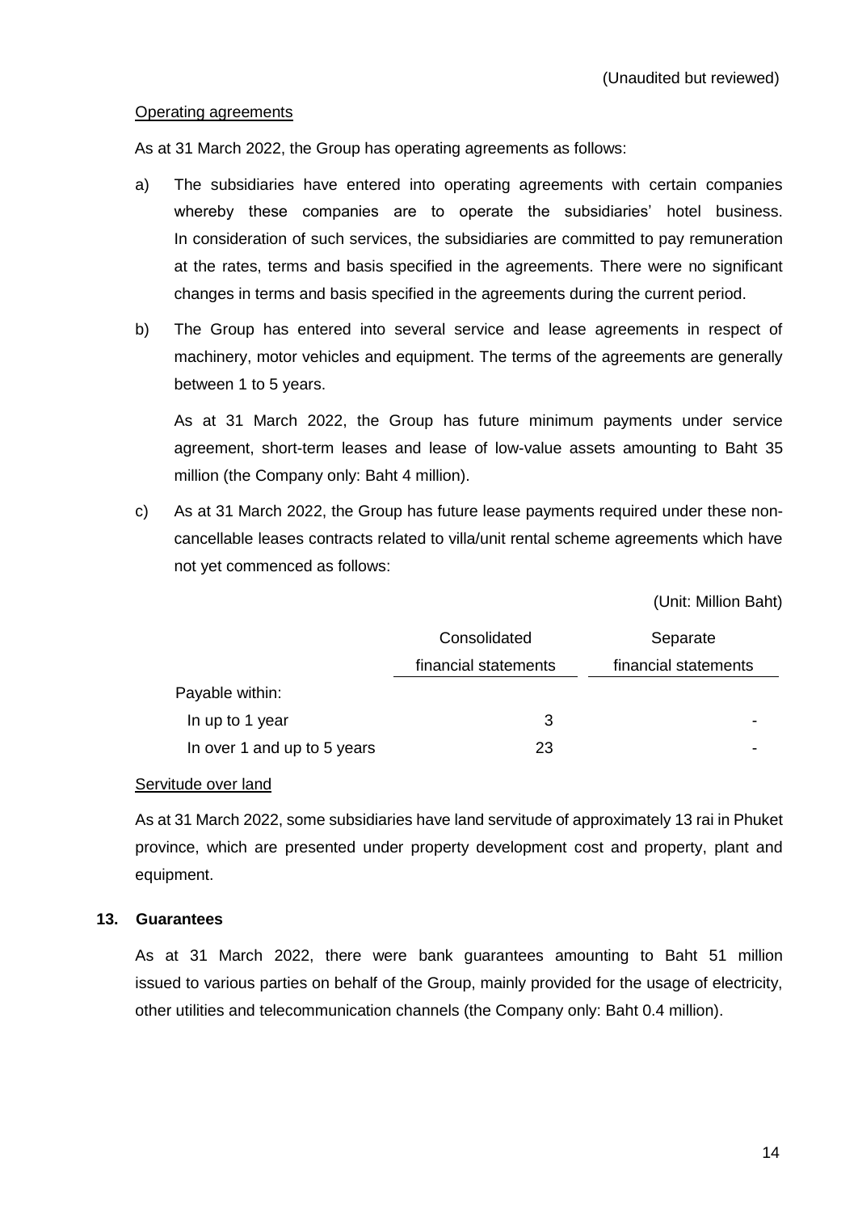(Unaudited but reviewed)

Operating agreements

As at 31 March 2022, the Group has operating agreements as follows:

a) The subsidiaries have entered into operating agreements with certain companies whereby these companies are to operate the subsidiaries' hotel business. In consideration of such services, the subsidiaries are committed to pay remuneration at the rates, terms and basis specified in the agreements. There were no significant changes in terms and basis specified in the agreements during the current period.

b) The Group has entered into several service and lease agreements in respect of machinery, motor vehicles and equipment. The terms of the agreements are generally between 1 to 5 years.

   As at 31 March 2022, the Group has future minimum payments under service agreement, short-term leases and lease of low-value assets amounting to Baht 35 million (the Company only: Baht 4 million).

c) As at 31 March 2022, the Group has future lease payments required under these non-cancellable leases contracts related to villa/unit rental scheme agreements which have not yet commenced as follows:

(Unit: Million Baht)

| | Consolidated financial statements | Separate financial statements |
|---|---|---|
| Payable within: | | |
| In up to 1 year | 3 | - |
| In over 1 and up to 5 years | 23 | - |

Servitude over land

As at 31 March 2022, some subsidiaries have land servitude of approximately 13 rai in Phuket province, which are presented under property development cost and property, plant and equipment.

## 13. Guarantees

As at 31 March 2022, there were bank guarantees amounting to Baht 51 million issued to various parties on behalf of the Group, mainly provided for the usage of electricity, other utilities and telecommunication channels (the Company only: Baht 0.4 million).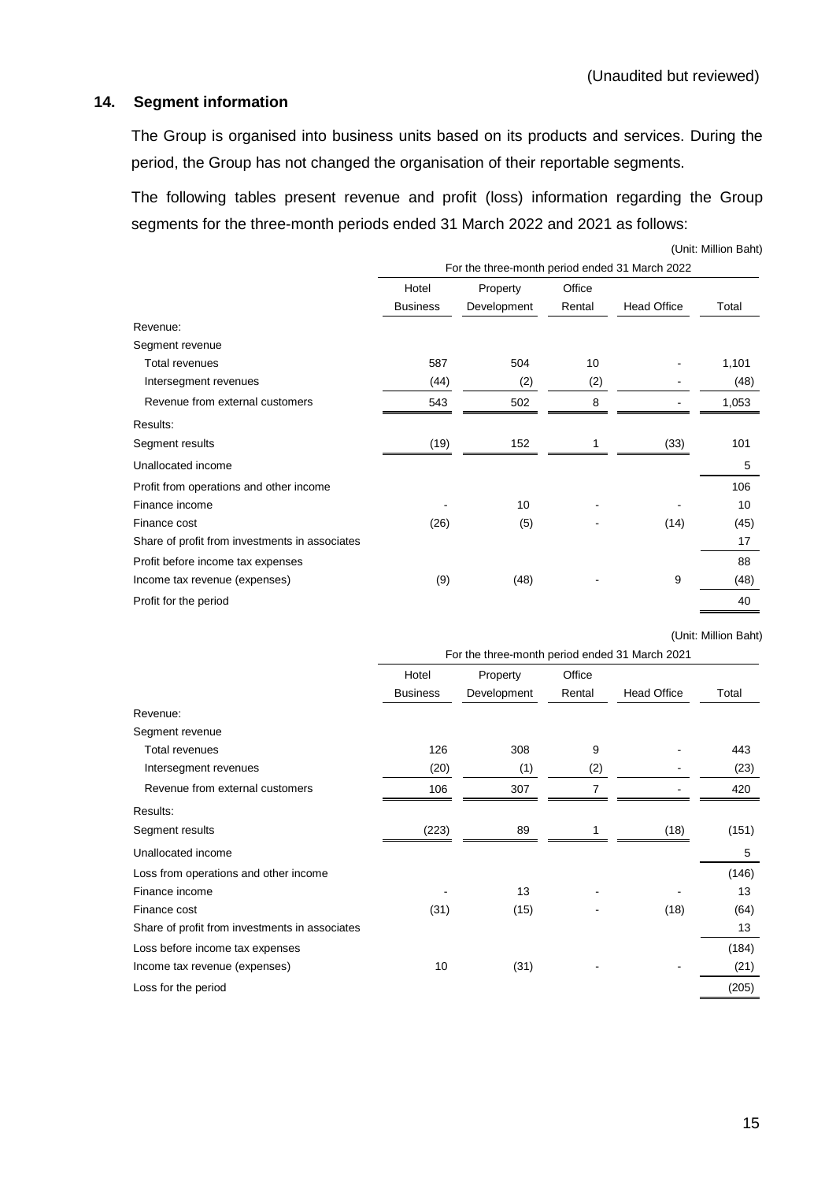(Unaudited but reviewed)

## 14. Segment information

The Group is organised into business units based on its products and services. During the period, the Group has not changed the organisation of their reportable segments.

The following tables present revenue and profit (loss) information regarding the Group segments for the three-month periods ended 31 March 2022 and 2021 as follows:

(Unit: Million Baht)

| | For the three-month period ended 31 March 2022 | | | | |
|---|---|---|---|---|---|
| | Hotel Business | Property Development | Office Rental | Head Office | Total |
| Revenue: | | | | | |
| Segment revenue | | | | | |
| Total revenues | 587 | 504 | 10 | - | 1,101 |
| Intersegment revenues | (44) | (2) | (2) | - | (48) |
| Revenue from external customers | 543 | 502 | 8 | - | 1,053 |
| Results: | | | | | |
| Segment results | (19) | 152 | 1 | (33) | 101 |
| Unallocated income | | | | | 5 |
| Profit from operations and other income | | | | | 106 |
| Finance income | - | 10 | - | - | 10 |
| Finance cost | (26) | (5) | - | (14) | (45) |
| Share of profit from investments in associates | | | | | 17 |
| Profit before income tax expenses | | | | | 88 |
| Income tax revenue (expenses) | (9) | (48) | - | 9 | (48) |
| Profit for the period | | | | | 40 |

(Unit: Million Baht)

| | For the three-month period ended 31 March 2021 | | | | |
|---|---|---|---|---|---|
| | Hotel Business | Property Development | Office Rental | Head Office | Total |
| Revenue: | | | | | |
| Segment revenue | | | | | |
| Total revenues | 126 | 308 | 9 | - | 443 |
| Intersegment revenues | (20) | (1) | (2) | - | (23) |
| Revenue from external customers | 106 | 307 | 7 | - | 420 |
| Results: | | | | | |
| Segment results | (223) | 89 | 1 | (18) | (151) |
| Unallocated income | | | | | 5 |
| Loss from operations and other income | | | | | (146) |
| Finance income | - | 13 | - | - | 13 |
| Finance cost | (31) | (15) | - | (18) | (64) |
| Share of profit from investments in associates | | | | | 13 |
| Loss before income tax expenses | | | | | (184) |
| Income tax revenue (expenses) | 10 | (31) | - | - | (21) |
| Loss for the period | | | | | (205) |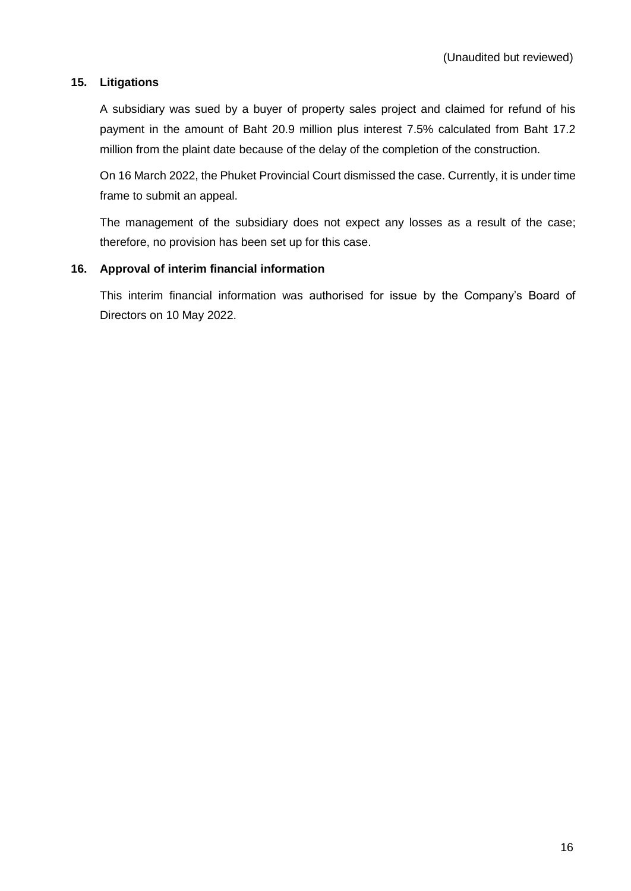(Unaudited but reviewed)

## 15. Litigations

A subsidiary was sued by a buyer of property sales project and claimed for refund of his payment in the amount of Baht 20.9 million plus interest 7.5% calculated from Baht 17.2 million from the plaint date because of the delay of the completion of the construction.

On 16 March 2022, the Phuket Provincial Court dismissed the case. Currently, it is under time frame to submit an appeal.

The management of the subsidiary does not expect any losses as a result of the case; therefore, no provision has been set up for this case.

## 16. Approval of interim financial information

This interim financial information was authorised for issue by the Company's Board of Directors on 10 May 2022.